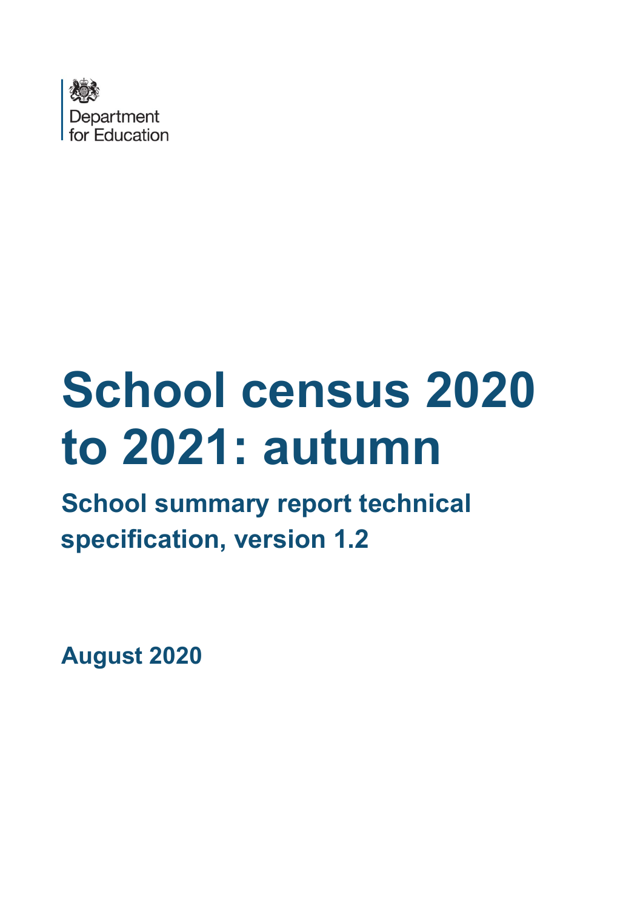Department for Education

# School census 2020 to 2021: autumn

## School summary report technical specification, version 1.2

**August 2020**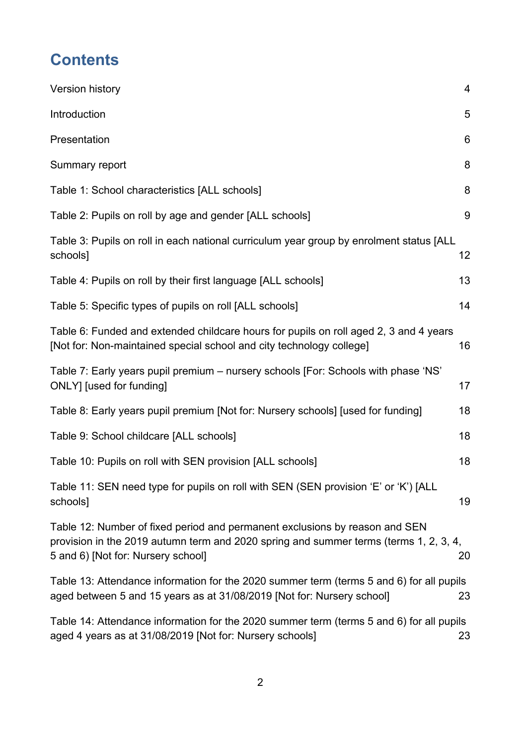# Contents

Version history 4

Introduction 5

Presentation 6

Summary report 8

Table 1: School characteristics [ALL schools] 8

Table 2: Pupils on roll by age and gender [ALL schools] 9

Table 3: Pupils on roll in each national curriculum year group by enrolment status [ALL schools] 12

Table 4: Pupils on roll by their first language [ALL schools] 13

Table 5: Specific types of pupils on roll [ALL schools] 14

Table 6: Funded and extended childcare hours for pupils on roll aged 2, 3 and 4 years [Not for: Non-maintained special school and city technology college] 16

Table 7: Early years pupil premium – nursery schools [For: Schools with phase 'NS' ONLY] [used for funding] 17

Table 8: Early years pupil premium [Not for: Nursery schools] [used for funding] 18

Table 9: School childcare [ALL schools] 18

Table 10: Pupils on roll with SEN provision [ALL schools] 18

Table 11: SEN need type for pupils on roll with SEN (SEN provision 'E' or 'K') [ALL schools] 19

Table 12: Number of fixed period and permanent exclusions by reason and SEN provision in the 2019 autumn term and 2020 spring and summer terms (terms 1, 2, 3, 4, 5 and 6) [Not for: Nursery school] 20

Table 13: Attendance information for the 2020 summer term (terms 5 and 6) for all pupils aged between 5 and 15 years as at 31/08/2019 [Not for: Nursery school] 23

Table 14: Attendance information for the 2020 summer term (terms 5 and 6) for all pupils aged 4 years as at 31/08/2019 [Not for: Nursery schools] 23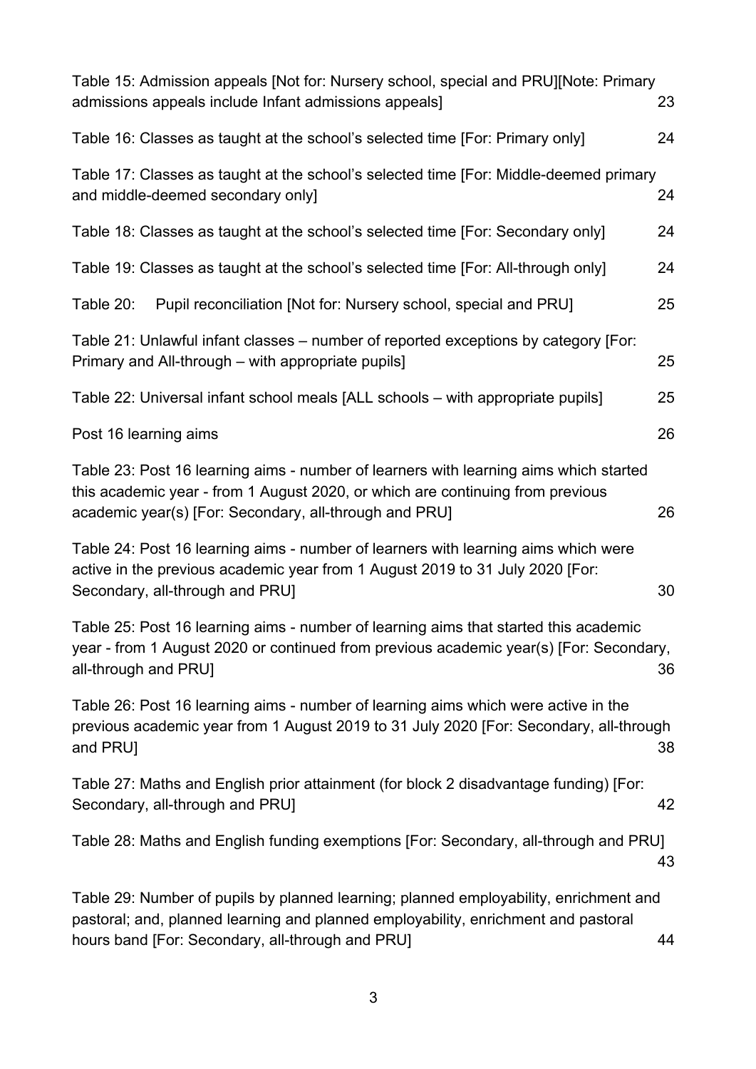Table 15: Admission appeals [Not for: Nursery school, special and PRU][Note: Primary admissions appeals include Infant admissions appeals] 23

Table 16: Classes as taught at the school's selected time [For: Primary only] 24

Table 17: Classes as taught at the school's selected time [For: Middle-deemed primary and middle-deemed secondary only] 24

Table 18: Classes as taught at the school's selected time [For: Secondary only] 24

Table 19: Classes as taught at the school's selected time [For: All-through only] 24

Table 20: Pupil reconciliation [Not for: Nursery school, special and PRU] 25

Table 21: Unlawful infant classes – number of reported exceptions by category [For: Primary and All-through – with appropriate pupils] 25

Table 22: Universal infant school meals [ALL schools – with appropriate pupils] 25

Post 16 learning aims 26

Table 23: Post 16 learning aims - number of learners with learning aims which started this academic year - from 1 August 2020, or which are continuing from previous academic year(s) [For: Secondary, all-through and PRU] 26

Table 24: Post 16 learning aims - number of learners with learning aims which were active in the previous academic year from 1 August 2019 to 31 July 2020 [For: Secondary, all-through and PRU] 30

Table 25: Post 16 learning aims - number of learning aims that started this academic year - from 1 August 2020 or continued from previous academic year(s) [For: Secondary, all-through and PRU] 36

Table 26: Post 16 learning aims - number of learning aims which were active in the previous academic year from 1 August 2019 to 31 July 2020 [For: Secondary, all-through and PRU] 38

Table 27: Maths and English prior attainment (for block 2 disadvantage funding) [For: Secondary, all-through and PRU] 42

Table 28: Maths and English funding exemptions [For: Secondary, all-through and PRU] 43

Table 29: Number of pupils by planned learning; planned employability, enrichment and pastoral; and, planned learning and planned employability, enrichment and pastoral hours band [For: Secondary, all-through and PRU] 44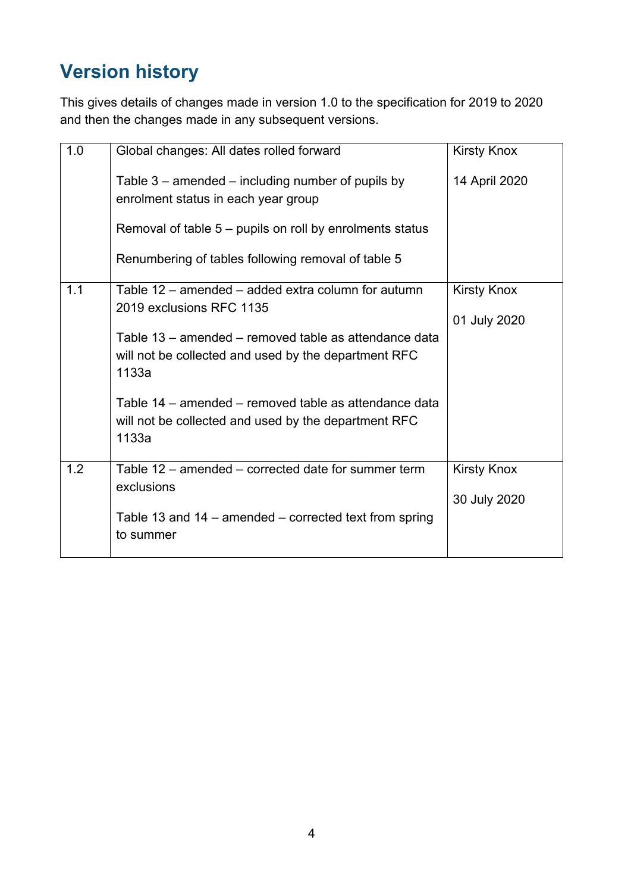## Version history

This gives details of changes made in version 1.0 to the specification for 2019 to 2020 and then the changes made in any subsequent versions.

| | | |
|---|---|---|
| 1.0 | Global changes: All dates rolled forward<br><br>Table 3 – amended – including number of pupils by enrolment status in each year group<br><br>Removal of table 5 – pupils on roll by enrolments status<br><br>Renumbering of tables following removal of table 5 | Kirsty Knox<br><br>14 April 2020 |
| 1.1 | Table 12 – amended – added extra column for autumn 2019 exclusions RFC 1135<br><br>Table 13 – amended – removed table as attendance data will not be collected and used by the department RFC 1133a<br><br>Table 14 – amended – removed table as attendance data will not be collected and used by the department RFC 1133a | Kirsty Knox<br><br>01 July 2020 |
| 1.2 | Table 12 – amended – corrected date for summer term exclusions<br><br>Table 13 and 14 – amended – corrected text from spring to summer | Kirsty Knox<br><br>30 July 2020 |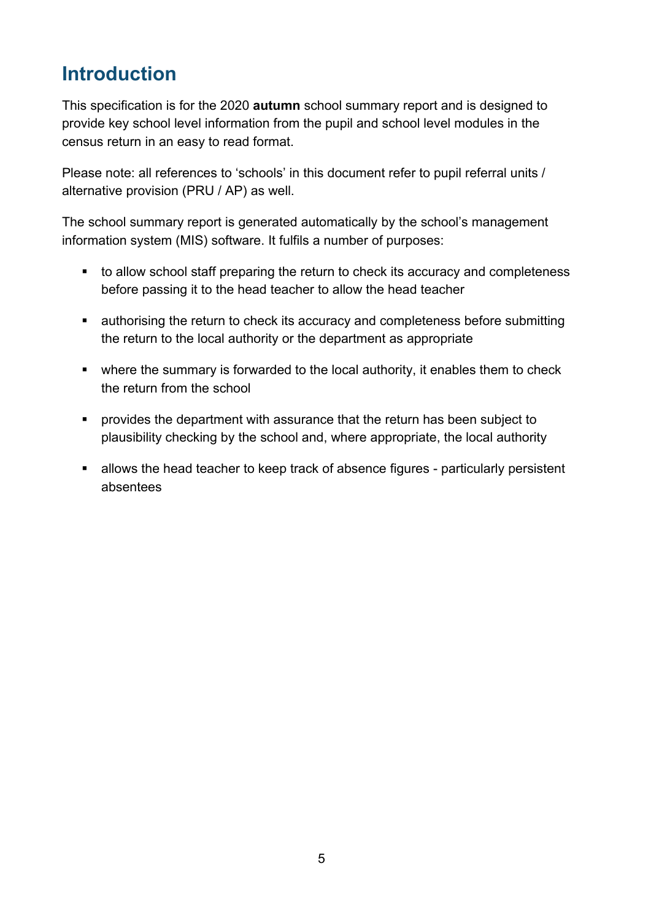## Introduction

This specification is for the 2020 **autumn** school summary report and is designed to provide key school level information from the pupil and school level modules in the census return in an easy to read format.

Please note: all references to 'schools' in this document refer to pupil referral units / alternative provision (PRU / AP) as well.

The school summary report is generated automatically by the school's management information system (MIS) software. It fulfils a number of purposes:

- to allow school staff preparing the return to check its accuracy and completeness before passing it to the head teacher to allow the head teacher
- authorising the return to check its accuracy and completeness before submitting the return to the local authority or the department as appropriate
- where the summary is forwarded to the local authority, it enables them to check the return from the school
- provides the department with assurance that the return has been subject to plausibility checking by the school and, where appropriate, the local authority
- allows the head teacher to keep track of absence figures - particularly persistent absentees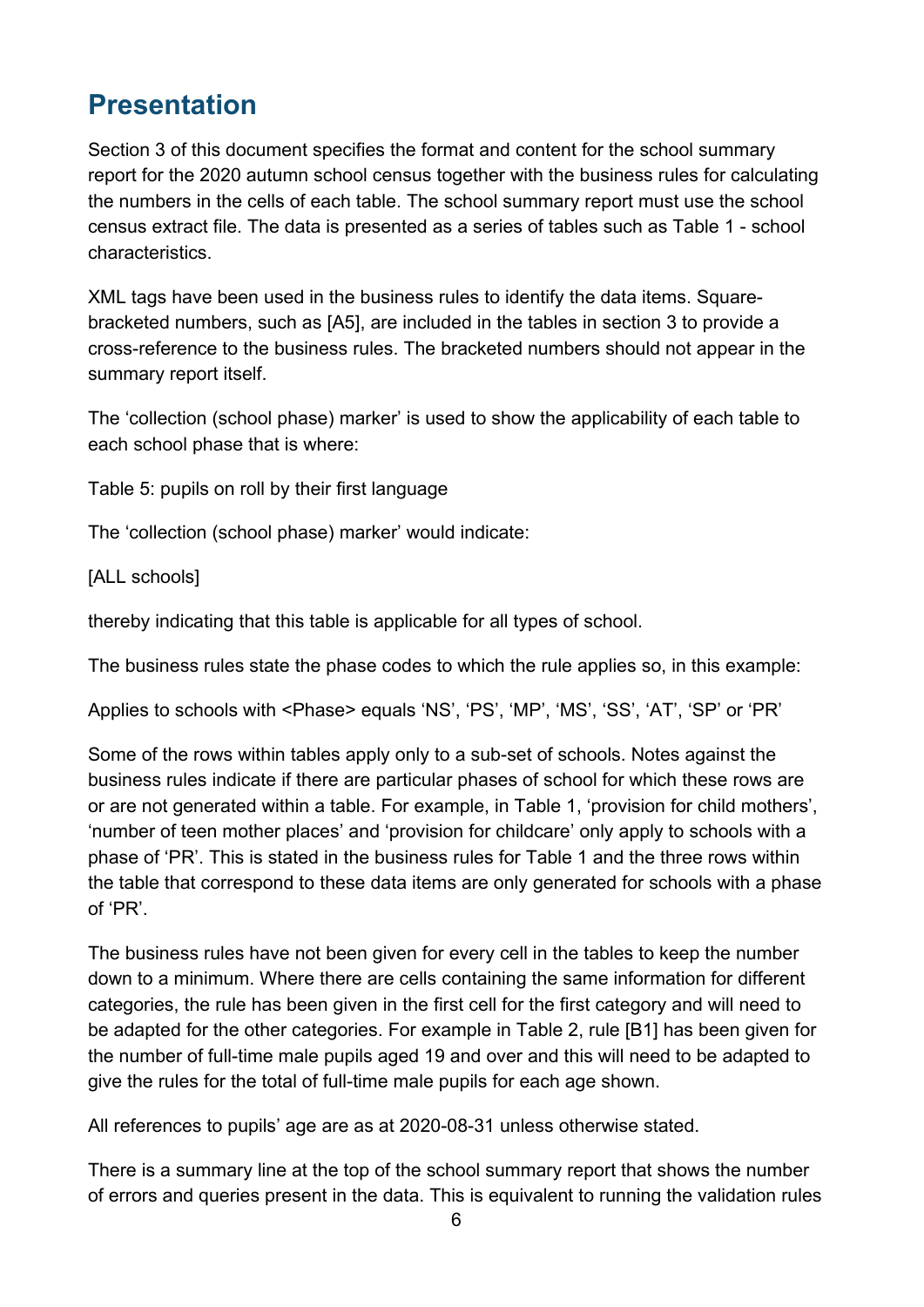## Presentation

Section 3 of this document specifies the format and content for the school summary report for the 2020 autumn school census together with the business rules for calculating the numbers in the cells of each table. The school summary report must use the school census extract file. The data is presented as a series of tables such as Table 1 - school characteristics.

XML tags have been used in the business rules to identify the data items. Square-bracketed numbers, such as [A5], are included in the tables in section 3 to provide a cross-reference to the business rules. The bracketed numbers should not appear in the summary report itself.

The 'collection (school phase) marker' is used to show the applicability of each table to each school phase that is where:

Table 5: pupils on roll by their first language

The 'collection (school phase) marker' would indicate:

[ALL schools]

thereby indicating that this table is applicable for all types of school.

The business rules state the phase codes to which the rule applies so, in this example:

Applies to schools with <Phase> equals 'NS', 'PS', 'MP', 'MS', 'SS', 'AT', 'SP' or 'PR'

Some of the rows within tables apply only to a sub-set of schools. Notes against the business rules indicate if there are particular phases of school for which these rows are or are not generated within a table. For example, in Table 1, 'provision for child mothers', 'number of teen mother places' and 'provision for childcare' only apply to schools with a phase of 'PR'. This is stated in the business rules for Table 1 and the three rows within the table that correspond to these data items are only generated for schools with a phase of 'PR'.

The business rules have not been given for every cell in the tables to keep the number down to a minimum. Where there are cells containing the same information for different categories, the rule has been given in the first cell for the first category and will need to be adapted for the other categories. For example in Table 2, rule [B1] has been given for the number of full-time male pupils aged 19 and over and this will need to be adapted to give the rules for the total of full-time male pupils for each age shown.

All references to pupils' age are as at 2020-08-31 unless otherwise stated.

There is a summary line at the top of the school summary report that shows the number of errors and queries present in the data. This is equivalent to running the validation rules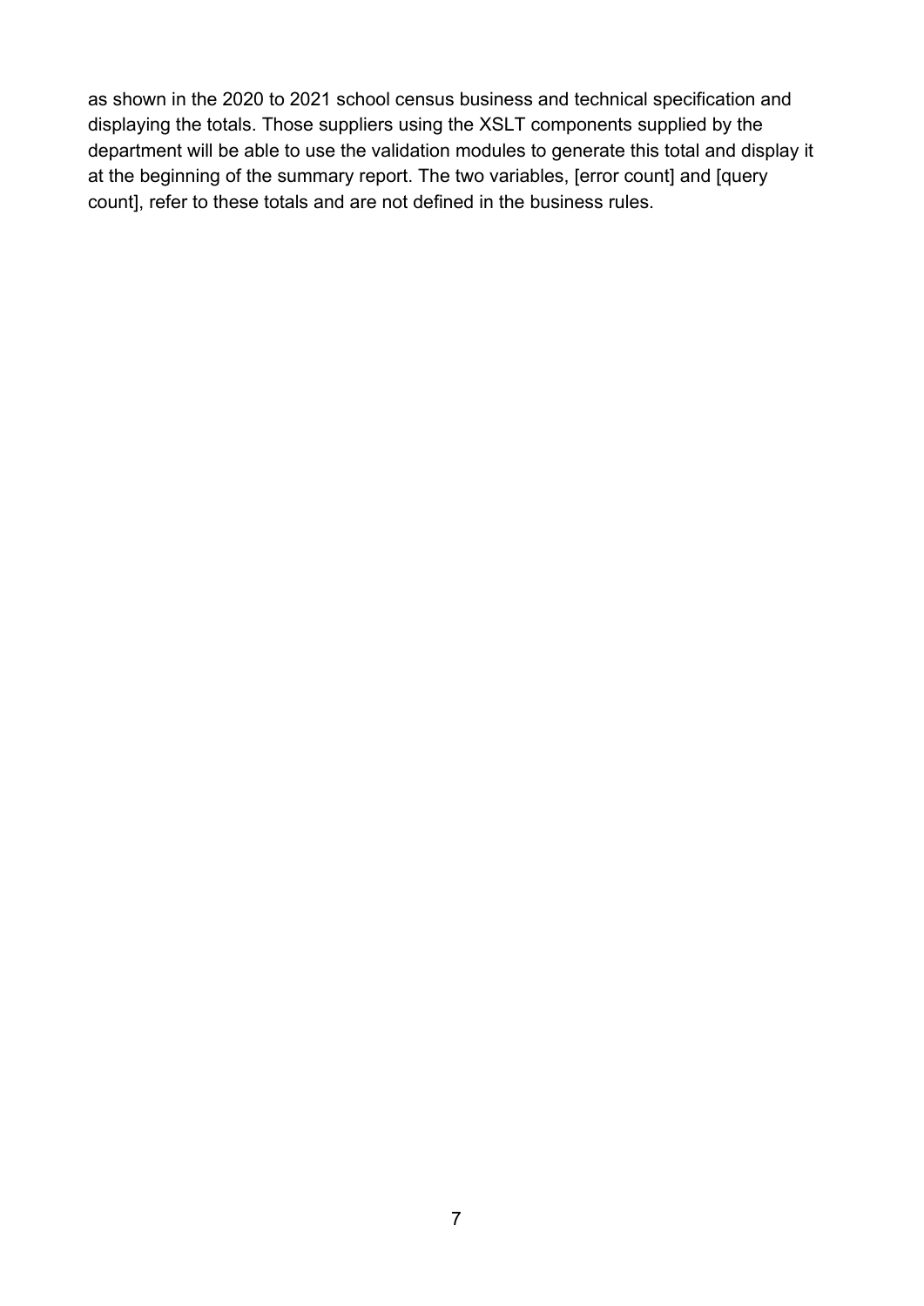as shown in the 2020 to 2021 school census business and technical specification and displaying the totals. Those suppliers using the XSLT components supplied by the department will be able to use the validation modules to generate this total and display it at the beginning of the summary report. The two variables, [error count] and [query count], refer to these totals and are not defined in the business rules.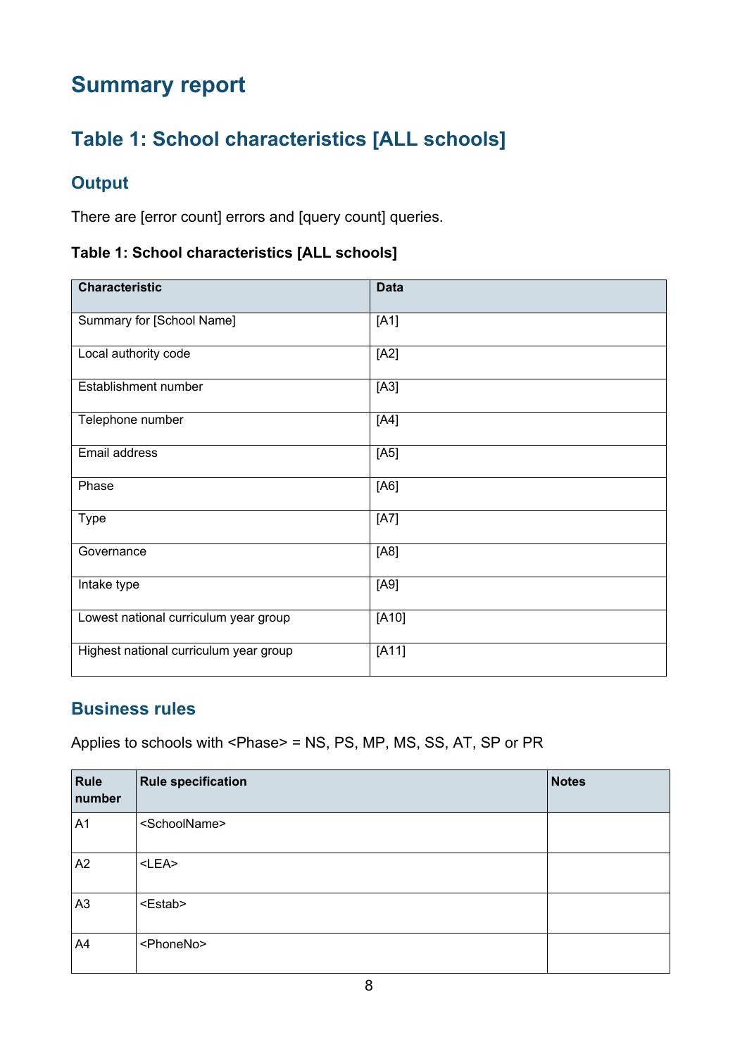# Summary report

## Table 1: School characteristics [ALL schools]

### Output

There are [error count] errors and [query count] queries.

**Table 1: School characteristics [ALL schools]**

| Characteristic | Data |
|---|---|
| Summary for [School Name] | [A1] |
| Local authority code | [A2] |
| Establishment number | [A3] |
| Telephone number | [A4] |
| Email address | [A5] |
| Phase | [A6] |
| Type | [A7] |
| Governance | [A8] |
| Intake type | [A9] |
| Lowest national curriculum year group | [A10] |
| Highest national curriculum year group | [A11] |

### Business rules

Applies to schools with <Phase> = NS, PS, MP, MS, SS, AT, SP or PR

| Rule number | Rule specification | Notes |
|---|---|---|
| A1 | <SchoolName> | |
| A2 | <LEA> | |
| A3 | <Estab> | |
| A4 | <PhoneNo> | |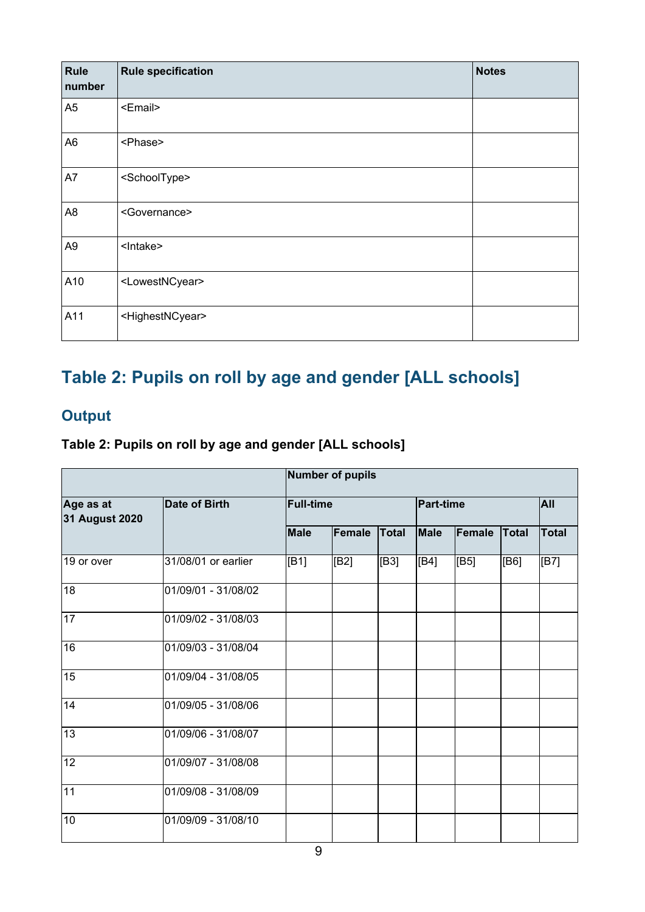| Rule number | Rule specification | Notes |
|---|---|---|
| A5 | <Email> | |
| A6 | <Phase> | |
| A7 | <SchoolType> | |
| A8 | <Governance> | |
| A9 | <Intake> | |
| A10 | <LowestNCyear> | |
| A11 | <HighestNCyear> | |

## Table 2: Pupils on roll by age and gender [ALL schools]

### Output

**Table 2: Pupils on roll by age and gender [ALL schools]**

| | | Number of pupils | | | | | | |
|---|---|---|---|---|---|---|---|---|
| Age as at 31 August 2020 | Date of Birth | Full-time | | | Part-time | | | All |
| | | Male | Female | Total | Male | Female | Total | Total |
| 19 or over | 31/08/01 or earlier | [B1] | [B2] | [B3] | [B4] | [B5] | [B6] | [B7] |
| 18 | 01/09/01 - 31/08/02 | | | | | | | |
| 17 | 01/09/02 - 31/08/03 | | | | | | | |
| 16 | 01/09/03 - 31/08/04 | | | | | | | |
| 15 | 01/09/04 - 31/08/05 | | | | | | | |
| 14 | 01/09/05 - 31/08/06 | | | | | | | |
| 13 | 01/09/06 - 31/08/07 | | | | | | | |
| 12 | 01/09/07 - 31/08/08 | | | | | | | |
| 11 | 01/09/08 - 31/08/09 | | | | | | | |
| 10 | 01/09/09 - 31/08/10 | | | | | | | |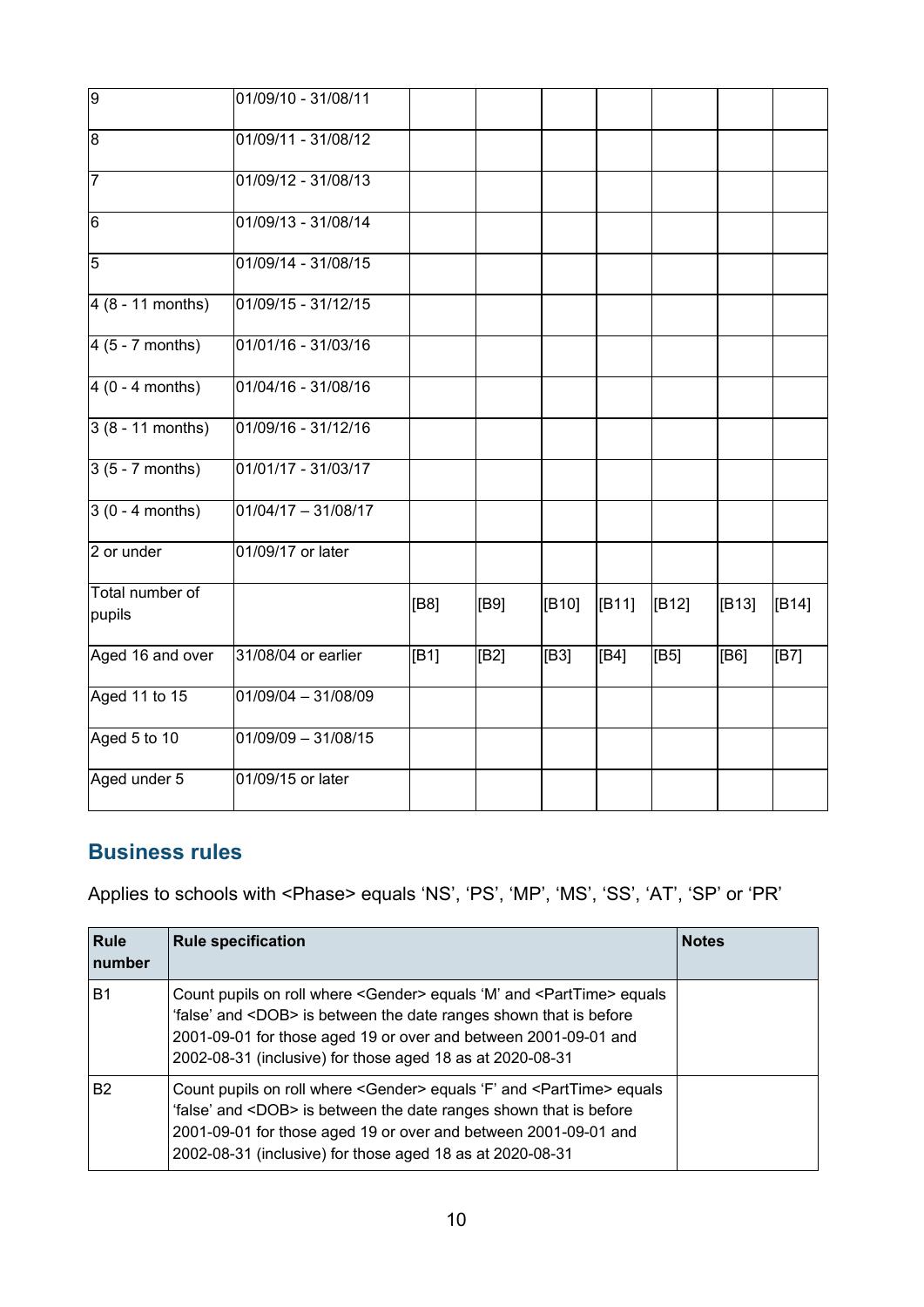| | | | | | | | | |
|---|---|---|---|---|---|---|---|---|
| 9 | 01/09/10 - 31/08/11 | | | | | | | |
| 8 | 01/09/11 - 31/08/12 | | | | | | | |
| 7 | 01/09/12 - 31/08/13 | | | | | | | |
| 6 | 01/09/13 - 31/08/14 | | | | | | | |
| 5 | 01/09/14 - 31/08/15 | | | | | | | |
| 4 (8 - 11 months) | 01/09/15 - 31/12/15 | | | | | | | |
| 4 (5 - 7 months) | 01/01/16 - 31/03/16 | | | | | | | |
| 4 (0 - 4 months) | 01/04/16 - 31/08/16 | | | | | | | |
| 3 (8 - 11 months) | 01/09/16 - 31/12/16 | | | | | | | |
| 3 (5 - 7 months) | 01/01/17 - 31/03/17 | | | | | | | |
| 3 (0 - 4 months) | 01/04/17 – 31/08/17 | | | | | | | |
| 2 or under | 01/09/17 or later | | | | | | | |
| Total number of pupils | | [B8] | [B9] | [B10] | [B11] | [B12] | [B13] | [B14] |
| Aged 16 and over | 31/08/04 or earlier | [B1] | [B2] | [B3] | [B4] | [B5] | [B6] | [B7] |
| Aged 11 to 15 | 01/09/04 – 31/08/09 | | | | | | | |
| Aged 5 to 10 | 01/09/09 – 31/08/15 | | | | | | | |
| Aged under 5 | 01/09/15 or later | | | | | | | |

## Business rules

Applies to schools with <Phase> equals 'NS', 'PS', 'MP', 'MS', 'SS', 'AT', 'SP' or 'PR'

| Rule number | Rule specification | Notes |
|---|---|---|
| B1 | Count pupils on roll where <Gender> equals 'M' and <PartTime> equals 'false' and <DOB> is between the date ranges shown that is before 2001-09-01 for those aged 19 or over and between 2001-09-01 and 2002-08-31 (inclusive) for those aged 18 as at 2020-08-31 | |
| B2 | Count pupils on roll where <Gender> equals 'F' and <PartTime> equals 'false' and <DOB> is between the date ranges shown that is before 2001-09-01 for those aged 19 or over and between 2001-09-01 and 2002-08-31 (inclusive) for those aged 18 as at 2020-08-31 | |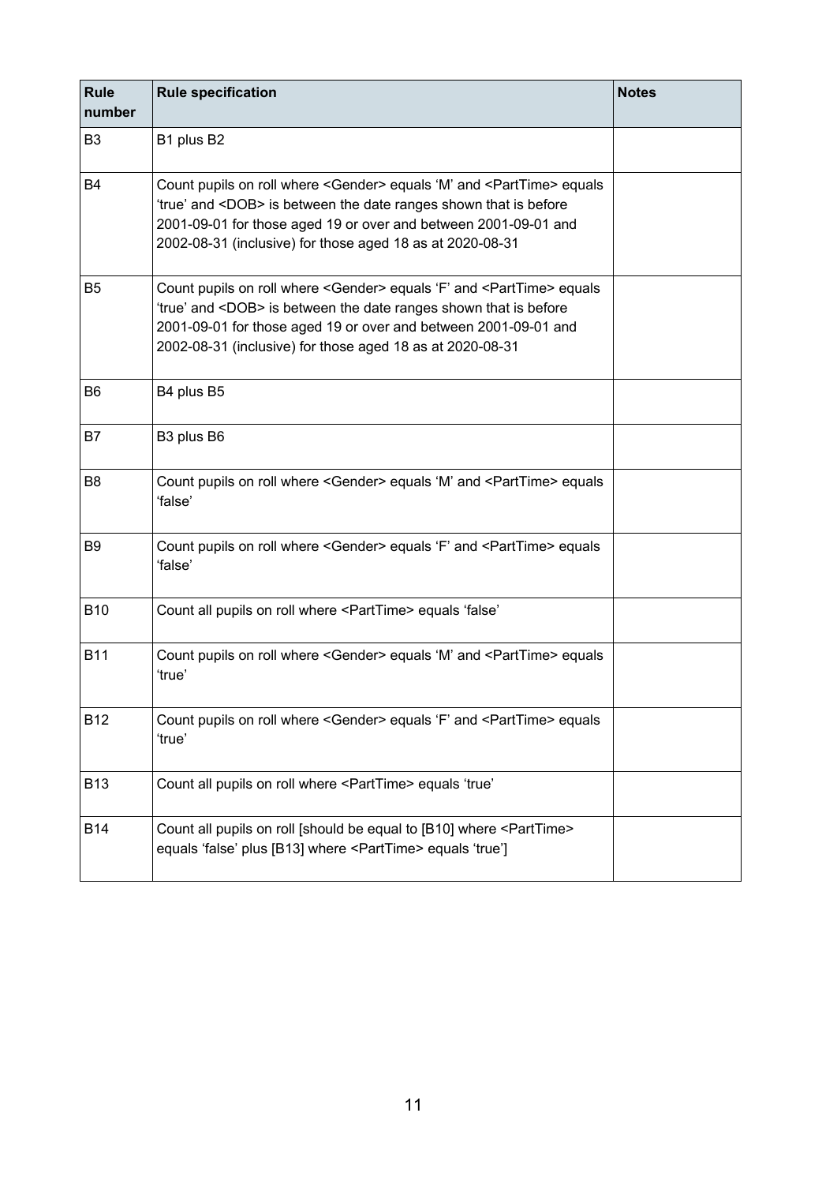| Rule number | Rule specification | Notes |
|---|---|---|
| B3 | B1 plus B2 | |
| B4 | Count pupils on roll where <Gender> equals 'M' and <PartTime> equals 'true' and <DOB> is between the date ranges shown that is before 2001-09-01 for those aged 19 or over and between 2001-09-01 and 2002-08-31 (inclusive) for those aged 18 as at 2020-08-31 | |
| B5 | Count pupils on roll where <Gender> equals 'F' and <PartTime> equals 'true' and <DOB> is between the date ranges shown that is before 2001-09-01 for those aged 19 or over and between 2001-09-01 and 2002-08-31 (inclusive) for those aged 18 as at 2020-08-31 | |
| B6 | B4 plus B5 | |
| B7 | B3 plus B6 | |
| B8 | Count pupils on roll where <Gender> equals 'M' and <PartTime> equals 'false' | |
| B9 | Count pupils on roll where <Gender> equals 'F' and <PartTime> equals 'false' | |
| B10 | Count all pupils on roll where <PartTime> equals 'false' | |
| B11 | Count pupils on roll where <Gender> equals 'M' and <PartTime> equals 'true' | |
| B12 | Count pupils on roll where <Gender> equals 'F' and <PartTime> equals 'true' | |
| B13 | Count all pupils on roll where <PartTime> equals 'true' | |
| B14 | Count all pupils on roll [should be equal to [B10] where <PartTime> equals 'false' plus [B13] where <PartTime> equals 'true'] | |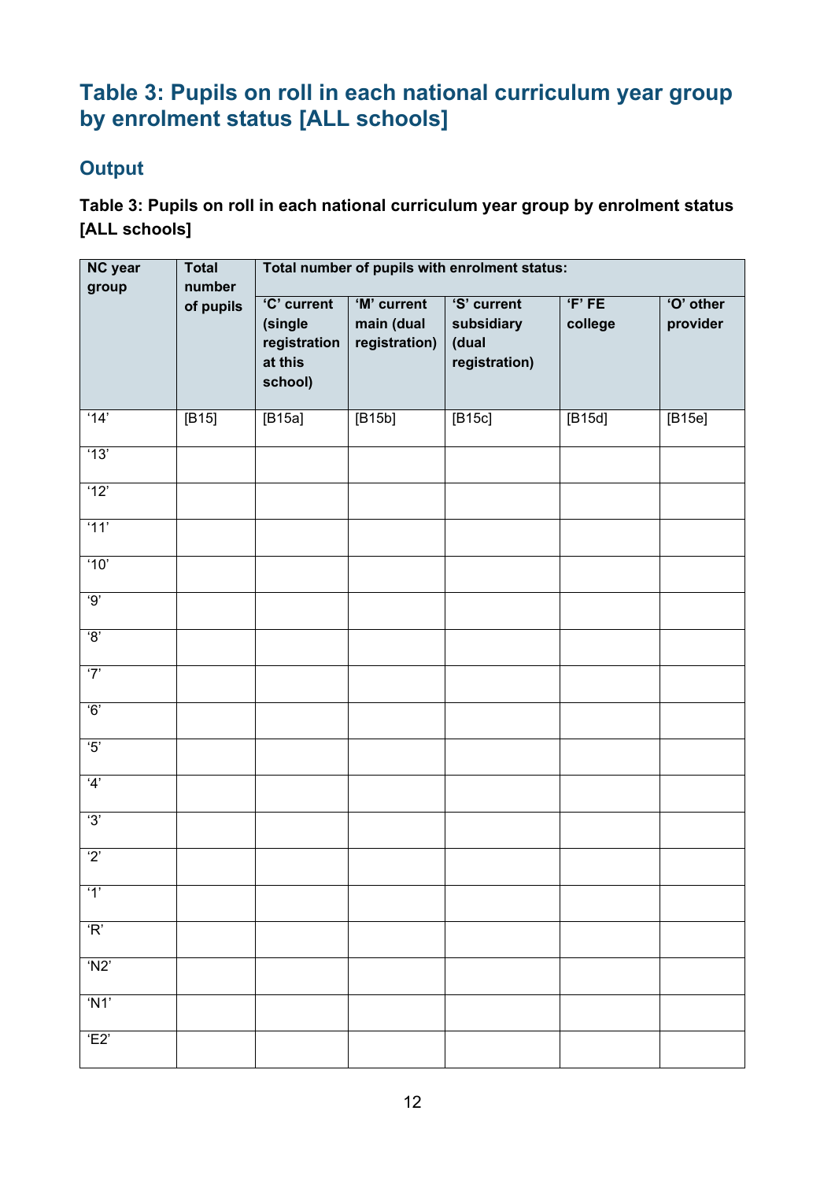## Table 3: Pupils on roll in each national curriculum year group by enrolment status [ALL schools]

### Output

**Table 3: Pupils on roll in each national curriculum year group by enrolment status [ALL schools]**

| NC year group | Total number of pupils | Total number of pupils with enrolment status: | | | | |
|---|---|---|---|---|---|---|
| | | 'C' current (single registration at this school) | 'M' current main (dual registration) | 'S' current subsidiary (dual registration) | 'F' FE college | 'O' other provider |
| '14' | [B15] | [B15a] | [B15b] | [B15c] | [B15d] | [B15e] |
| '13' | | | | | | |
| '12' | | | | | | |
| '11' | | | | | | |
| '10' | | | | | | |
| '9' | | | | | | |
| '8' | | | | | | |
| '7' | | | | | | |
| '6' | | | | | | |
| '5' | | | | | | |
| '4' | | | | | | |
| '3' | | | | | | |
| '2' | | | | | | |
| '1' | | | | | | |
| 'R' | | | | | | |
| 'N2' | | | | | | |
| 'N1' | | | | | | |
| 'E2' | | | | | | |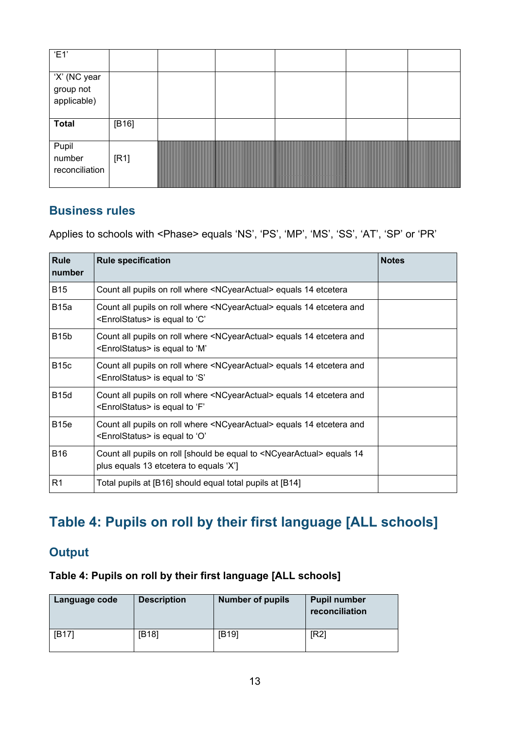| | | | | | | |
|---|---|---|---|---|---|---|
| ‘E1’ | | | | | | |
| ‘X’ (NC year group not applicable) | | | | | | |
| **Total** | [B16] | | | | | |
| Pupil number reconciliation | [R1] | | | | | |

## Business rules

Applies to schools with <Phase> equals ‘NS’, ‘PS’, ‘MP’, ‘MS’, ‘SS’, ‘AT’, ‘SP’ or ‘PR’

| Rule number | Rule specification | Notes |
|---|---|---|
| B15 | Count all pupils on roll where <NCyearActual> equals 14 etcetera | |
| B15a | Count all pupils on roll where <NCyearActual> equals 14 etcetera and <EnrolStatus> is equal to ‘C’ | |
| B15b | Count all pupils on roll where <NCyearActual> equals 14 etcetera and <EnrolStatus> is equal to ‘M’ | |
| B15c | Count all pupils on roll where <NCyearActual> equals 14 etcetera and <EnrolStatus> is equal to ‘S’ | |
| B15d | Count all pupils on roll where <NCyearActual> equals 14 etcetera and <EnrolStatus> is equal to ‘F’ | |
| B15e | Count all pupils on roll where <NCyearActual> equals 14 etcetera and <EnrolStatus> is equal to ‘O’ | |
| B16 | Count all pupils on roll [should be equal to <NCyearActual> equals 14 plus equals 13 etcetera to equals ‘X’] | |
| R1 | Total pupils at [B16] should equal total pupils at [B14] | |

# Table 4: Pupils on roll by their first language [ALL schools]

## Output

**Table 4: Pupils on roll by their first language [ALL schools]**

| Language code | Description | Number of pupils | Pupil number reconciliation |
|---|---|---|---|
| [B17] | [B18] | [B19] | [R2] |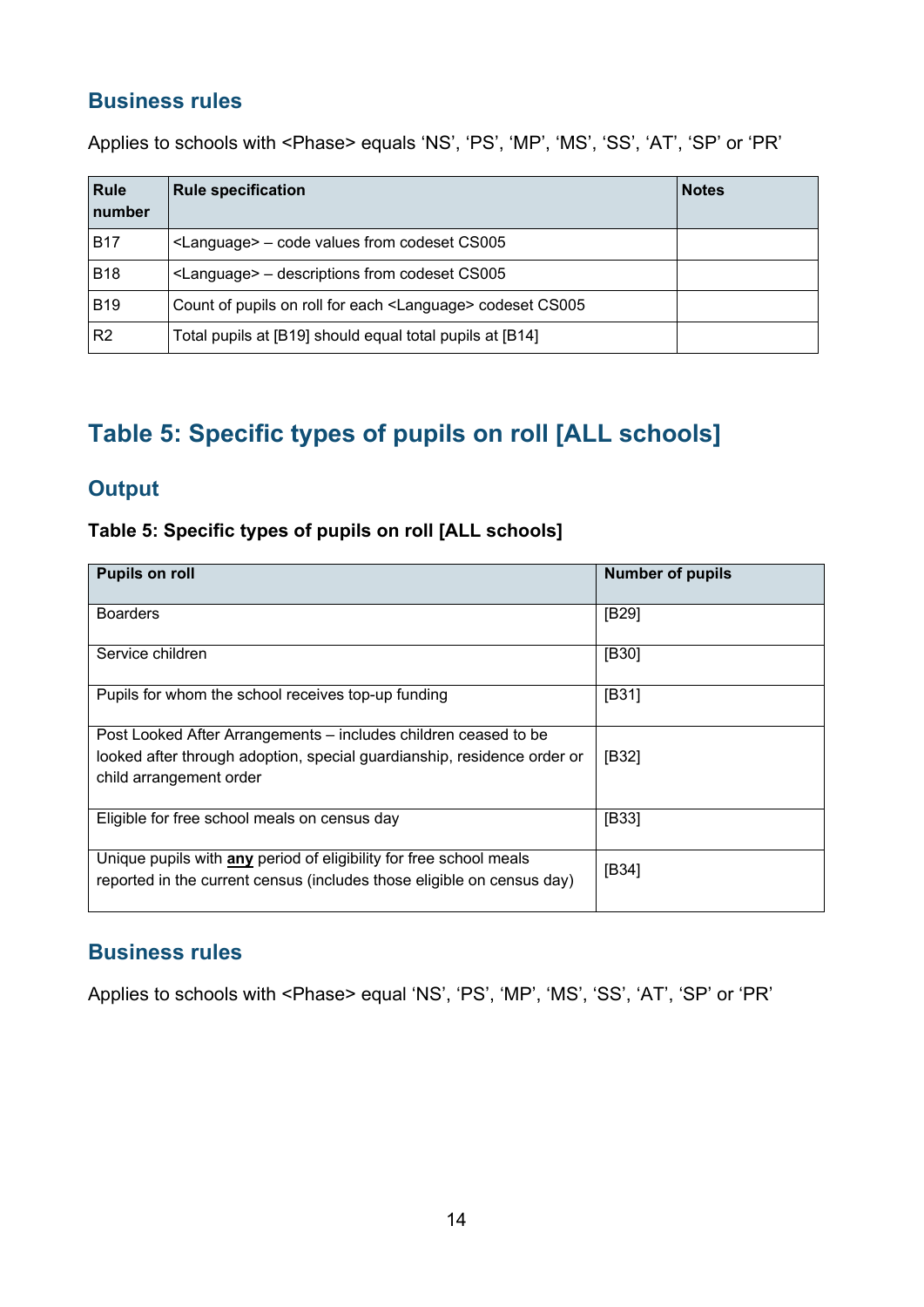### Business rules

Applies to schools with <Phase> equals ‘NS’, ‘PS’, ‘MP’, ‘MS’, ‘SS’, ‘AT’, ‘SP’ or ‘PR’

| Rule number | Rule specification | Notes |
|---|---|---|
| B17 | <Language> – code values from codeset CS005 | |
| B18 | <Language> – descriptions from codeset CS005 | |
| B19 | Count of pupils on roll for each <Language> codeset CS005 | |
| R2 | Total pupils at [B19] should equal total pupils at [B14] | |

## Table 5: Specific types of pupils on roll [ALL schools]

### Output

**Table 5: Specific types of pupils on roll [ALL schools]**

| Pupils on roll | Number of pupils |
|---|---|
| Boarders | [B29] |
| Service children | [B30] |
| Pupils for whom the school receives top-up funding | [B31] |
| Post Looked After Arrangements – includes children ceased to be looked after through adoption, special guardianship, residence order or child arrangement order | [B32] |
| Eligible for free school meals on census day | [B33] |
| Unique pupils with **any** period of eligibility for free school meals reported in the current census (includes those eligible on census day) | [B34] |

### Business rules

Applies to schools with <Phase> equal ‘NS’, ‘PS’, ‘MP’, ‘MS’, ‘SS’, ‘AT’, ‘SP’ or ‘PR’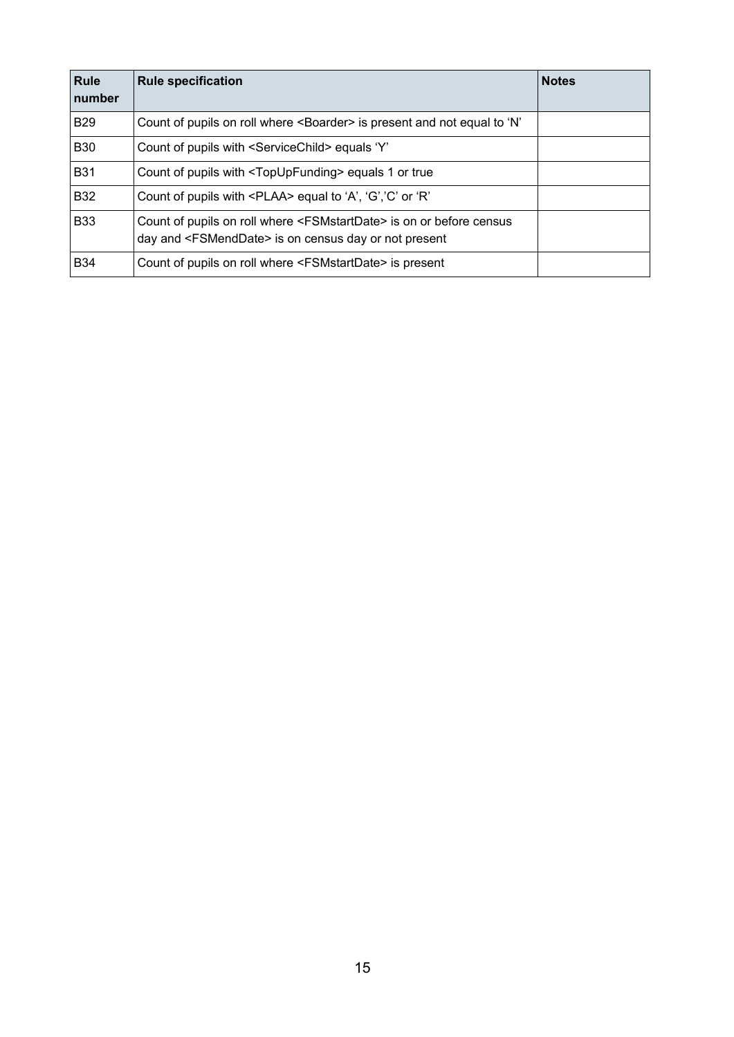| Rule number | Rule specification | Notes |
|---|---|---|
| B29 | Count of pupils on roll where <Boarder> is present and not equal to ‘N’ | |
| B30 | Count of pupils with <ServiceChild> equals ‘Y’ | |
| B31 | Count of pupils with <TopUpFunding> equals 1 or true | |
| B32 | Count of pupils with <PLAA> equal to ‘A’, ‘G’,’C’ or ‘R’ | |
| B33 | Count of pupils on roll where <FSMstartDate> is on or before census day and <FSMendDate> is on census day or not present | |
| B34 | Count of pupils on roll where <FSMstartDate> is present | |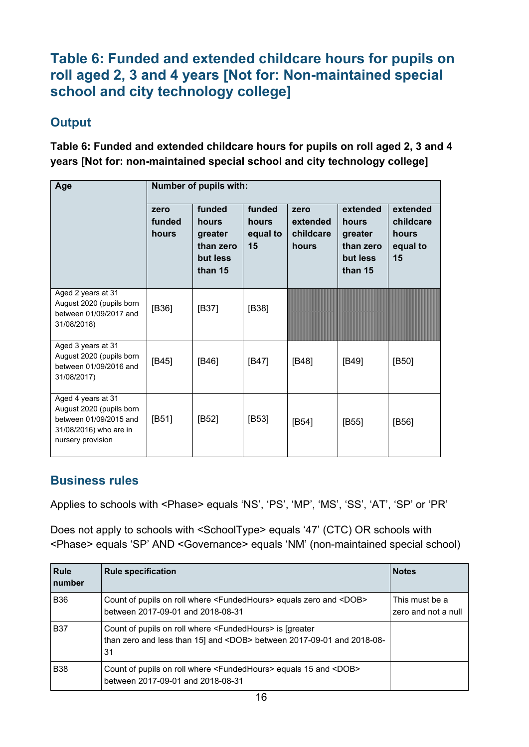## Table 6: Funded and extended childcare hours for pupils on roll aged 2, 3 and 4 years [Not for: Non-maintained special school and city technology college]

### Output

**Table 6: Funded and extended childcare hours for pupils on roll aged 2, 3 and 4 years [Not for: non-maintained special school and city technology college]**

| Age | Number of pupils with: | | | | | |
|---|---|---|---|---|---|---|
| | zero funded hours | funded hours greater than zero but less than 15 | funded hours equal to 15 | zero extended childcare hours | extended hours greater than zero but less than 15 | extended childcare hours equal to 15 |
| Aged 2 years at 31 August 2020 (pupils born between 01/09/2017 and 31/08/2018) | [B36] | [B37] | [B38] | | | |
| Aged 3 years at 31 August 2020 (pupils born between 01/09/2016 and 31/08/2017) | [B45] | [B46] | [B47] | [B48] | [B49] | [B50] |
| Aged 4 years at 31 August 2020 (pupils born between 01/09/2015 and 31/08/2016) who are in nursery provision | [B51] | [B52] | [B53] | [B54] | [B55] | [B56] |

### Business rules

Applies to schools with <Phase> equals 'NS', 'PS', 'MP', 'MS', 'SS', 'AT', 'SP' or 'PR'

Does not apply to schools with <SchoolType> equals '47' (CTC) OR schools with <Phase> equals 'SP' AND <Governance> equals 'NM' (non-maintained special school)

| Rule number | Rule specification | Notes |
|---|---|---|
| B36 | Count of pupils on roll where <FundedHours> equals zero and <DOB> between 2017-09-01 and 2018-08-31 | This must be a zero and not a null |
| B37 | Count of pupils on roll where <FundedHours> is [greater than zero and less than 15] and <DOB> between 2017-09-01 and 2018-08-31 | |
| B38 | Count of pupils on roll where <FundedHours> equals 15 and <DOB> between 2017-09-01 and 2018-08-31 | |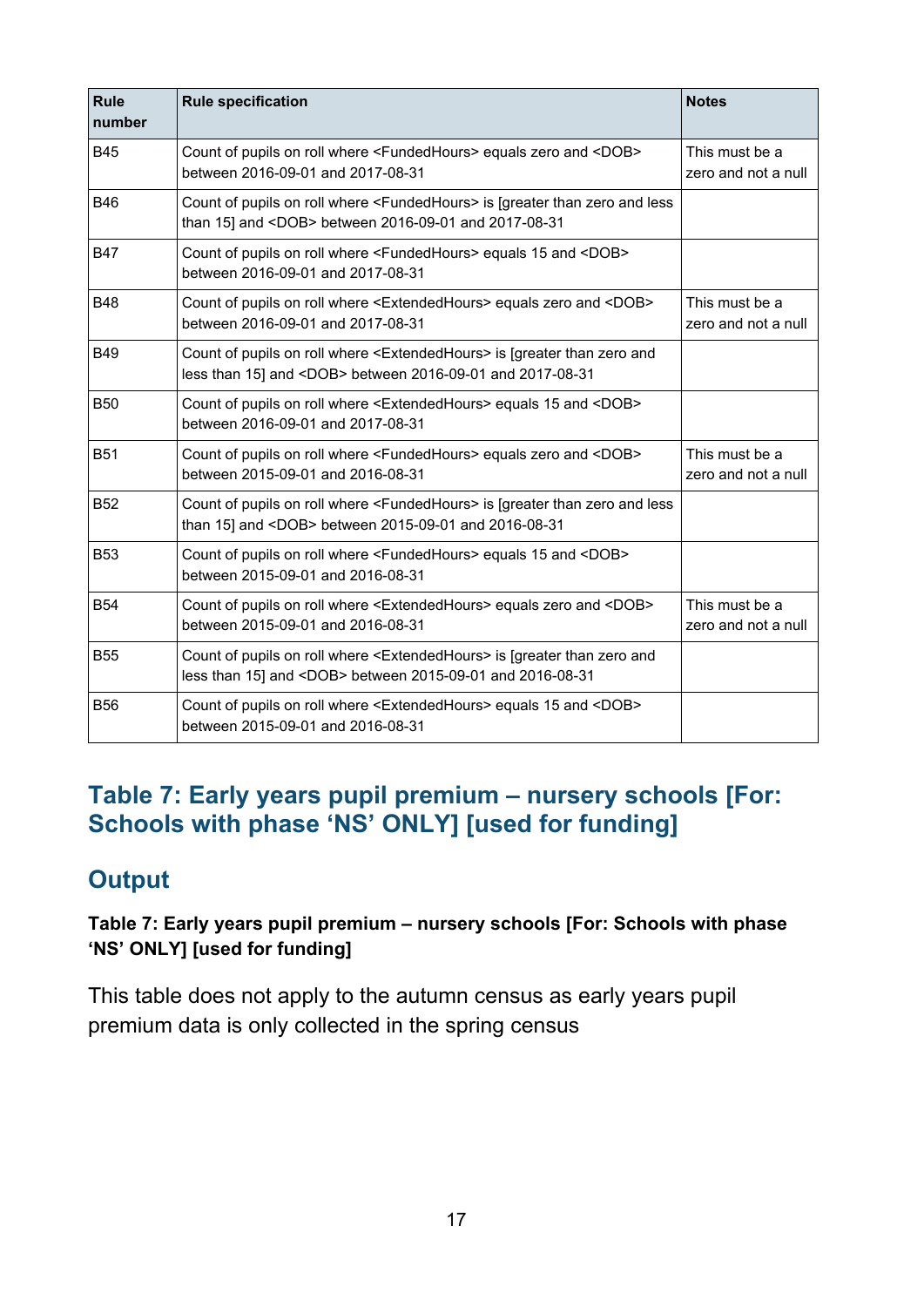| Rule number | Rule specification | Notes |
|---|---|---|
| B45 | Count of pupils on roll where <FundedHours> equals zero and <DOB> between 2016-09-01 and 2017-08-31 | This must be a zero and not a null |
| B46 | Count of pupils on roll where <FundedHours> is [greater than zero and less than 15] and <DOB> between 2016-09-01 and 2017-08-31 | |
| B47 | Count of pupils on roll where <FundedHours> equals 15 and <DOB> between 2016-09-01 and 2017-08-31 | |
| B48 | Count of pupils on roll where <ExtendedHours> equals zero and <DOB> between 2016-09-01 and 2017-08-31 | This must be a zero and not a null |
| B49 | Count of pupils on roll where <ExtendedHours> is [greater than zero and less than 15] and <DOB> between 2016-09-01 and 2017-08-31 | |
| B50 | Count of pupils on roll where <ExtendedHours> equals 15 and <DOB> between 2016-09-01 and 2017-08-31 | |
| B51 | Count of pupils on roll where <FundedHours> equals zero and <DOB> between 2015-09-01 and 2016-08-31 | This must be a zero and not a null |
| B52 | Count of pupils on roll where <FundedHours> is [greater than zero and less than 15] and <DOB> between 2015-09-01 and 2016-08-31 | |
| B53 | Count of pupils on roll where <FundedHours> equals 15 and <DOB> between 2015-09-01 and 2016-08-31 | |
| B54 | Count of pupils on roll where <ExtendedHours> equals zero and <DOB> between 2015-09-01 and 2016-08-31 | This must be a zero and not a null |
| B55 | Count of pupils on roll where <ExtendedHours> is [greater than zero and less than 15] and <DOB> between 2015-09-01 and 2016-08-31 | |
| B56 | Count of pupils on roll where <ExtendedHours> equals 15 and <DOB> between 2015-09-01 and 2016-08-31 | |

## Table 7: Early years pupil premium – nursery schools [For: Schools with phase 'NS' ONLY] [used for funding]

### Output

**Table 7: Early years pupil premium – nursery schools [For: Schools with phase 'NS' ONLY] [used for funding]**

This table does not apply to the autumn census as early years pupil premium data is only collected in the spring census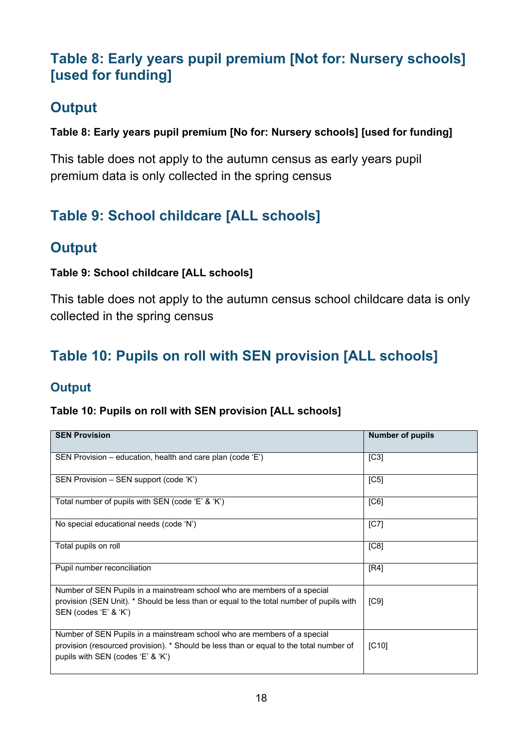## Table 8: Early years pupil premium [Not for: Nursery schools] [used for funding]

## Output

**Table 8: Early years pupil premium [No for: Nursery schools] [used for funding]**

This table does not apply to the autumn census as early years pupil premium data is only collected in the spring census

## Table 9: School childcare [ALL schools]

## Output

**Table 9: School childcare [ALL schools]**

This table does not apply to the autumn census school childcare data is only collected in the spring census

## Table 10: Pupils on roll with SEN provision [ALL schools]

### Output

**Table 10: Pupils on roll with SEN provision [ALL schools]**

| SEN Provision | Number of pupils |
|---|---|
| SEN Provision – education, health and care plan (code 'E') | [C3] |
| SEN Provision – SEN support (code 'K') | [C5] |
| Total number of pupils with SEN (code 'E' & 'K') | [C6] |
| No special educational needs (code 'N') | [C7] |
| Total pupils on roll | [C8] |
| Pupil number reconciliation | [R4] |
| Number of SEN Pupils in a mainstream school who are members of a special provision (SEN Unit). * Should be less than or equal to the total number of pupils with SEN (codes 'E' & 'K') | [C9] |
| Number of SEN Pupils in a mainstream school who are members of a special provision (resourced provision). * Should be less than or equal to the total number of pupils with SEN (codes 'E' & 'K') | [C10] |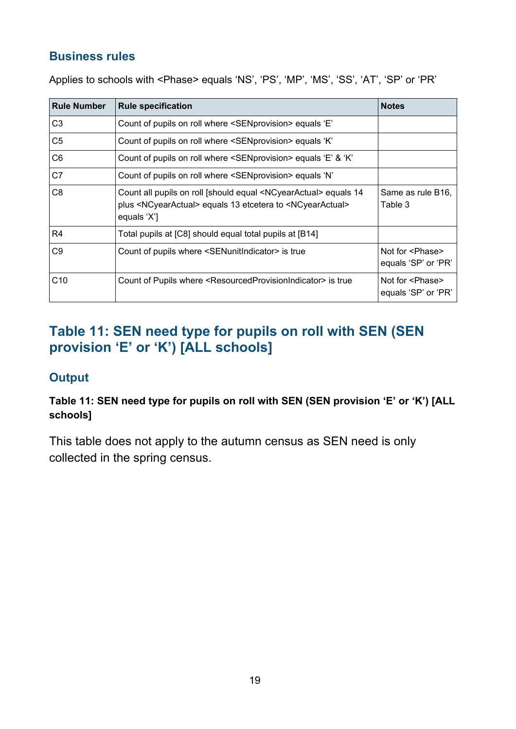### Business rules

Applies to schools with <Phase> equals ‘NS’, ‘PS’, ‘MP’, ‘MS’, ‘SS’, ‘AT’, ‘SP’ or ‘PR’

| Rule Number | Rule specification | Notes |
|---|---|---|
| C3 | Count of pupils on roll where <SENprovision> equals ‘E’ | |
| C5 | Count of pupils on roll where <SENprovision> equals ‘K’ | |
| C6 | Count of pupils on roll where <SENprovision> equals ‘E’ & ‘K’ | |
| C7 | Count of pupils on roll where <SENprovision> equals ‘N’ | |
| C8 | Count all pupils on roll [should equal <NCyearActual> equals 14 plus <NCyearActual> equals 13 etcetera to <NCyearActual> equals ‘X’] | Same as rule B16, Table 3 |
| R4 | Total pupils at [C8] should equal total pupils at [B14] | |
| C9 | Count of pupils where <SENunitIndicator> is true | Not for <Phase> equals ‘SP’ or ‘PR’ |
| C10 | Count of Pupils where <ResourcedProvisionIndicator> is true | Not for <Phase> equals ‘SP’ or ‘PR’ |

## Table 11: SEN need type for pupils on roll with SEN (SEN provision ‘E’ or ‘K’) [ALL schools]

### Output

**Table 11: SEN need type for pupils on roll with SEN (SEN provision ‘E’ or ‘K’) [ALL schools]**

This table does not apply to the autumn census as SEN need is only collected in the spring census.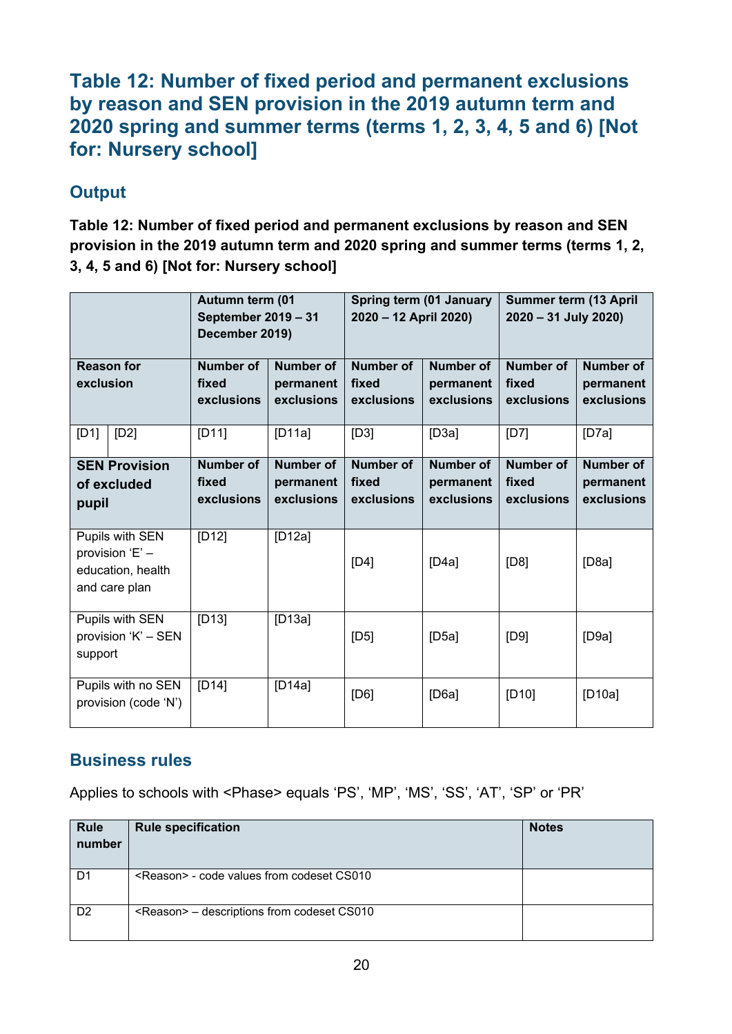## Table 12: Number of fixed period and permanent exclusions by reason and SEN provision in the 2019 autumn term and 2020 spring and summer terms (terms 1, 2, 3, 4, 5 and 6) [Not for: Nursery school]

### Output

**Table 12: Number of fixed period and permanent exclusions by reason and SEN provision in the 2019 autumn term and 2020 spring and summer terms (terms 1, 2, 3, 4, 5 and 6) [Not for: Nursery school]**

| | | Autumn term (01 September 2019 – 31 December 2019) | | Spring term (01 January 2020 – 12 April 2020) | | Summer term (13 April 2020 – 31 July 2020) | |
|---|---|---|---|---|---|---|---|
| **Reason for exclusion** | | **Number of fixed exclusions** | **Number of permanent exclusions** | **Number of fixed exclusions** | **Number of permanent exclusions** | **Number of fixed exclusions** | **Number of permanent exclusions** |
| [D1] | [D2] | [D11] | [D11a] | [D3] | [D3a] | [D7] | [D7a] |
| **SEN Provision of excluded pupil** | | **Number of fixed exclusions** | **Number of permanent exclusions** | **Number of fixed exclusions** | **Number of permanent exclusions** | **Number of fixed exclusions** | **Number of permanent exclusions** |
| Pupils with SEN provision 'E' – education, health and care plan | | [D12] | [D12a] | [D4] | [D4a] | [D8] | [D8a] |
| Pupils with SEN provision 'K' – SEN support | | [D13] | [D13a] | [D5] | [D5a] | [D9] | [D9a] |
| Pupils with no SEN provision (code 'N') | | [D14] | [D14a] | [D6] | [D6a] | [D10] | [D10a] |

### Business rules

Applies to schools with <Phase> equals 'PS', 'MP', 'MS', 'SS', 'AT', 'SP' or 'PR'

| Rule number | Rule specification | Notes |
|---|---|---|
| D1 | <Reason> - code values from codeset CS010 | |
| D2 | <Reason> – descriptions from codeset CS010 | |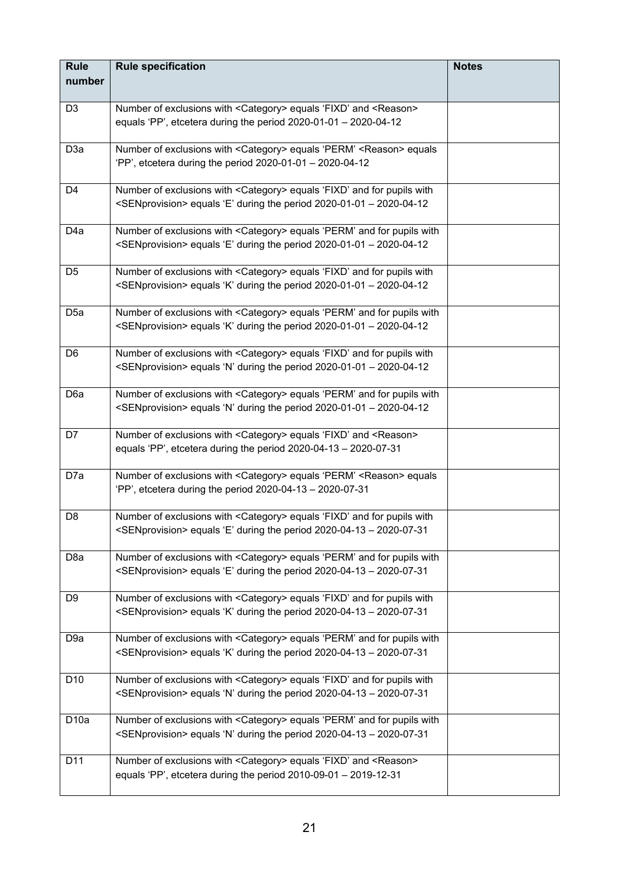| Rule number | Rule specification | Notes |
|---|---|---|
| D3 | Number of exclusions with <Category> equals ‘FIXD’ and <Reason> equals ‘PP’, etcetera during the period 2020-01-01 – 2020-04-12 | |
| D3a | Number of exclusions with <Category> equals ‘PERM’ <Reason> equals ‘PP’, etcetera during the period 2020-01-01 – 2020-04-12 | |
| D4 | Number of exclusions with <Category> equals ‘FIXD’ and for pupils with <SENprovision> equals ‘E’ during the period 2020-01-01 – 2020-04-12 | |
| D4a | Number of exclusions with <Category> equals ‘PERM’ and for pupils with <SENprovision> equals ‘E’ during the period 2020-01-01 – 2020-04-12 | |
| D5 | Number of exclusions with <Category> equals ‘FIXD’ and for pupils with <SENprovision> equals ‘K’ during the period 2020-01-01 – 2020-04-12 | |
| D5a | Number of exclusions with <Category> equals ‘PERM’ and for pupils with <SENprovision> equals ‘K’ during the period 2020-01-01 – 2020-04-12 | |
| D6 | Number of exclusions with <Category> equals ‘FIXD’ and for pupils with <SENprovision> equals ‘N’ during the period 2020-01-01 – 2020-04-12 | |
| D6a | Number of exclusions with <Category> equals ‘PERM’ and for pupils with <SENprovision> equals ‘N’ during the period 2020-01-01 – 2020-04-12 | |
| D7 | Number of exclusions with <Category> equals ‘FIXD’ and <Reason> equals ‘PP’, etcetera during the period 2020-04-13 – 2020-07-31 | |
| D7a | Number of exclusions with <Category> equals ‘PERM’ <Reason> equals ‘PP’, etcetera during the period 2020-04-13 – 2020-07-31 | |
| D8 | Number of exclusions with <Category> equals ‘FIXD’ and for pupils with <SENprovision> equals ‘E’ during the period 2020-04-13 – 2020-07-31 | |
| D8a | Number of exclusions with <Category> equals ‘PERM’ and for pupils with <SENprovision> equals ‘E’ during the period 2020-04-13 – 2020-07-31 | |
| D9 | Number of exclusions with <Category> equals ‘FIXD’ and for pupils with <SENprovision> equals ‘K’ during the period 2020-04-13 – 2020-07-31 | |
| D9a | Number of exclusions with <Category> equals ‘PERM’ and for pupils with <SENprovision> equals ‘K’ during the period 2020-04-13 – 2020-07-31 | |
| D10 | Number of exclusions with <Category> equals ‘FIXD’ and for pupils with <SENprovision> equals ‘N’ during the period 2020-04-13 – 2020-07-31 | |
| D10a | Number of exclusions with <Category> equals ‘PERM’ and for pupils with <SENprovision> equals ‘N’ during the period 2020-04-13 – 2020-07-31 | |
| D11 | Number of exclusions with <Category> equals ‘FIXD’ and <Reason> equals ‘PP’, etcetera during the period 2010-09-01 – 2019-12-31 | |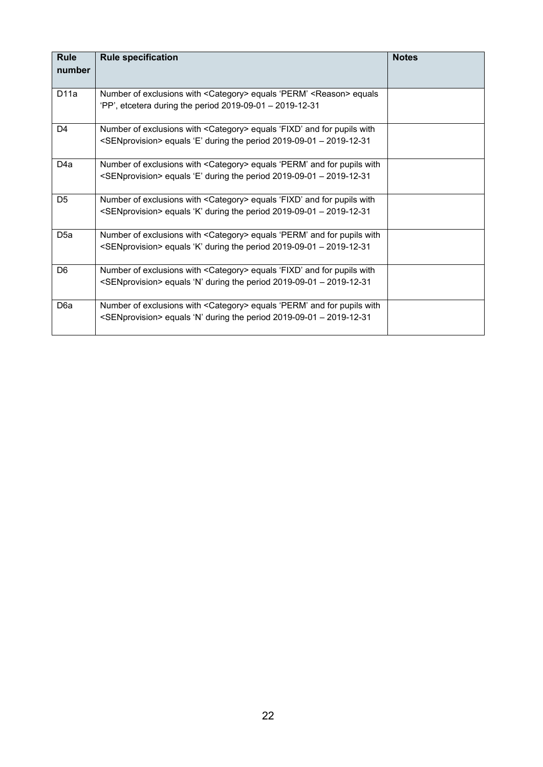| Rule number | Rule specification | Notes |
|---|---|---|
| D11a | Number of exclusions with <Category> equals 'PERM' <Reason> equals 'PP', etcetera during the period 2019-09-01 – 2019-12-31 | |
| D4 | Number of exclusions with <Category> equals 'FIXD' and for pupils with <SENprovision> equals 'E' during the period 2019-09-01 – 2019-12-31 | |
| D4a | Number of exclusions with <Category> equals 'PERM' and for pupils with <SENprovision> equals 'E' during the period 2019-09-01 – 2019-12-31 | |
| D5 | Number of exclusions with <Category> equals 'FIXD' and for pupils with <SENprovision> equals 'K' during the period 2019-09-01 – 2019-12-31 | |
| D5a | Number of exclusions with <Category> equals 'PERM' and for pupils with <SENprovision> equals 'K' during the period 2019-09-01 – 2019-12-31 | |
| D6 | Number of exclusions with <Category> equals 'FIXD' and for pupils with <SENprovision> equals 'N' during the period 2019-09-01 – 2019-12-31 | |
| D6a | Number of exclusions with <Category> equals 'PERM' and for pupils with <SENprovision> equals 'N' during the period 2019-09-01 – 2019-12-31 | |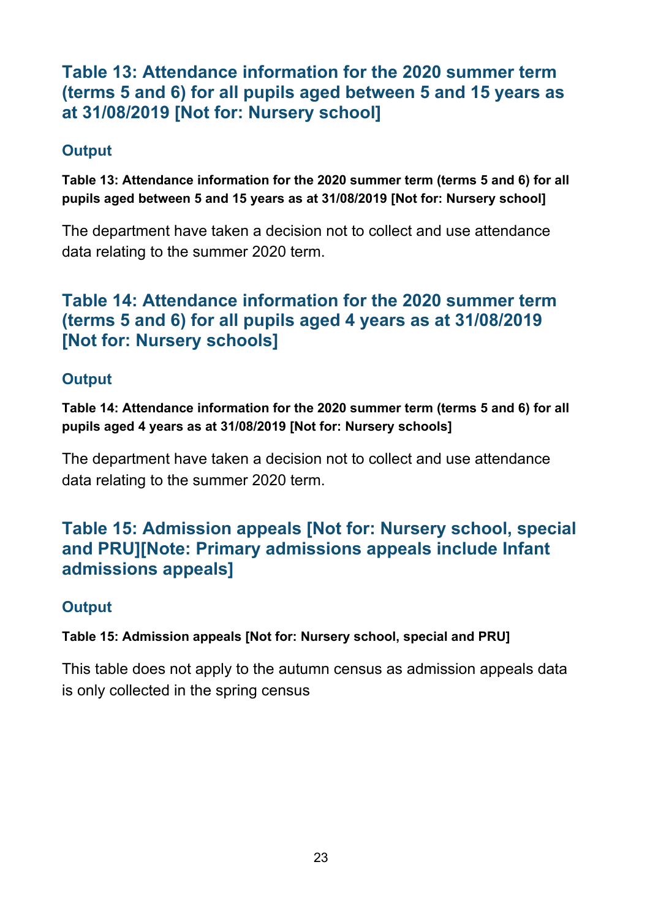## Table 13: Attendance information for the 2020 summer term (terms 5 and 6) for all pupils aged between 5 and 15 years as at 31/08/2019 [Not for: Nursery school]

### Output

**Table 13: Attendance information for the 2020 summer term (terms 5 and 6) for all pupils aged between 5 and 15 years as at 31/08/2019 [Not for: Nursery school]**

The department have taken a decision not to collect and use attendance data relating to the summer 2020 term.

## Table 14: Attendance information for the 2020 summer term (terms 5 and 6) for all pupils aged 4 years as at 31/08/2019 [Not for: Nursery schools]

### Output

**Table 14: Attendance information for the 2020 summer term (terms 5 and 6) for all pupils aged 4 years as at 31/08/2019 [Not for: Nursery schools]**

The department have taken a decision not to collect and use attendance data relating to the summer 2020 term.

## Table 15: Admission appeals [Not for: Nursery school, special and PRU][Note: Primary admissions appeals include Infant admissions appeals]

### Output

**Table 15: Admission appeals [Not for: Nursery school, special and PRU]**

This table does not apply to the autumn census as admission appeals data is only collected in the spring census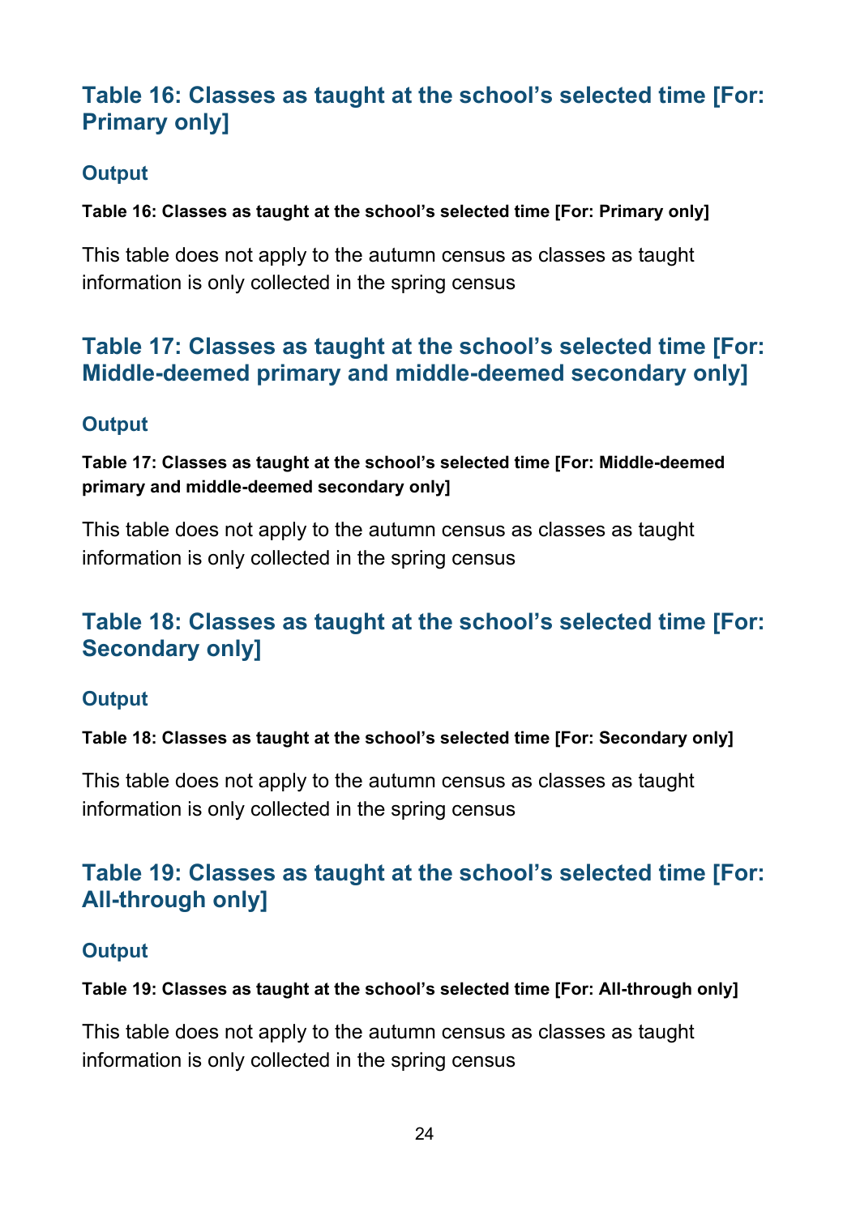## Table 16: Classes as taught at the school's selected time [For: Primary only]

### Output

**Table 16: Classes as taught at the school's selected time [For: Primary only]**

This table does not apply to the autumn census as classes as taught information is only collected in the spring census

## Table 17: Classes as taught at the school's selected time [For: Middle-deemed primary and middle-deemed secondary only]

### Output

**Table 17: Classes as taught at the school's selected time [For: Middle-deemed primary and middle-deemed secondary only]**

This table does not apply to the autumn census as classes as taught information is only collected in the spring census

## Table 18: Classes as taught at the school's selected time [For: Secondary only]

### Output

**Table 18: Classes as taught at the school's selected time [For: Secondary only]**

This table does not apply to the autumn census as classes as taught information is only collected in the spring census

## Table 19: Classes as taught at the school's selected time [For: All-through only]

### Output

**Table 19: Classes as taught at the school's selected time [For: All-through only]**

This table does not apply to the autumn census as classes as taught information is only collected in the spring census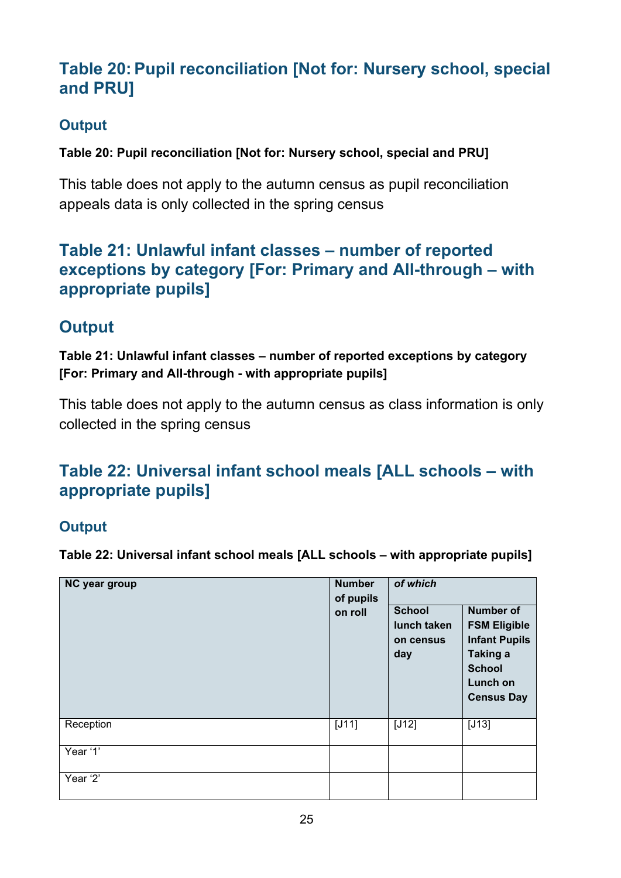## Table 20: Pupil reconciliation [Not for: Nursery school, special and PRU]

### Output

**Table 20: Pupil reconciliation [Not for: Nursery school, special and PRU]**

This table does not apply to the autumn census as pupil reconciliation appeals data is only collected in the spring census

## Table 21: Unlawful infant classes – number of reported exceptions by category [For: Primary and All-through – with appropriate pupils]

## Output

**Table 21: Unlawful infant classes – number of reported exceptions by category [For: Primary and All-through - with appropriate pupils]**

This table does not apply to the autumn census as class information is only collected in the spring census

## Table 22: Universal infant school meals [ALL schools – with appropriate pupils]

### Output

**Table 22: Universal infant school meals [ALL schools – with appropriate pupils]**

| **NC year group** | **Number of pupils on roll** | ***of which*** | |
|---|---|---|---|
| | | **School lunch taken on census day** | **Number of FSM Eligible Infant Pupils Taking a School Lunch on Census Day** |
| Reception | [J11] | [J12] | [J13] |
| Year '1' | | | |
| Year '2' | | | |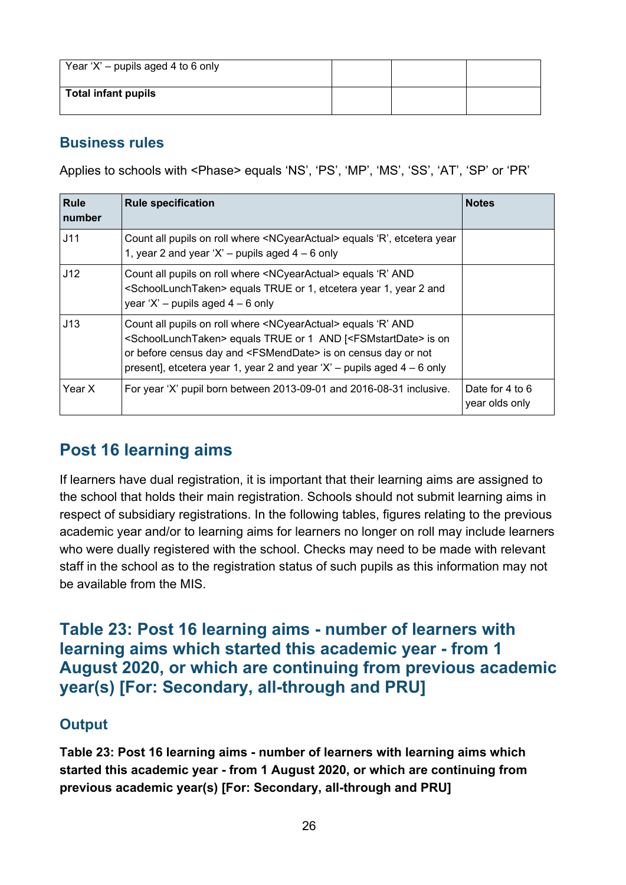| | | | |
|---|---|---|---|
| Year 'X' – pupils aged 4 to 6 only | | | |
| **Total infant pupils** | | | |

### Business rules

Applies to schools with <Phase> equals 'NS', 'PS', 'MP', 'MS', 'SS', 'AT', 'SP' or 'PR'

| Rule number | Rule specification | Notes |
|---|---|---|
| J11 | Count all pupils on roll where <NCyearActual> equals 'R', etcetera year 1, year 2 and year 'X' – pupils aged 4 – 6 only | |
| J12 | Count all pupils on roll where <NCyearActual> equals 'R' AND <SchoolLunchTaken> equals TRUE or 1, etcetera year 1, year 2 and year 'X' – pupils aged 4 – 6 only | |
| J13 | Count all pupils on roll where <NCyearActual> equals 'R' AND <SchoolLunchTaken> equals TRUE or 1 AND [<FSMstartDate> is on or before census day and <FSMendDate> is on census day or not present], etcetera year 1, year 2 and year 'X' – pupils aged 4 – 6 only | |
| Year X | For year 'X' pupil born between 2013-09-01 and 2016-08-31 inclusive. | Date for 4 to 6 year olds only |

## Post 16 learning aims

If learners have dual registration, it is important that their learning aims are assigned to the school that holds their main registration. Schools should not submit learning aims in respect of subsidiary registrations. In the following tables, figures relating to the previous academic year and/or to learning aims for learners no longer on roll may include learners who were dually registered with the school. Checks may need to be made with relevant staff in the school as to the registration status of such pupils as this information may not be available from the MIS.

## Table 23: Post 16 learning aims - number of learners with learning aims which started this academic year - from 1 August 2020, or which are continuing from previous academic year(s) [For: Secondary, all-through and PRU]

### Output

**Table 23: Post 16 learning aims - number of learners with learning aims which started this academic year - from 1 August 2020, or which are continuing from previous academic year(s) [For: Secondary, all-through and PRU]**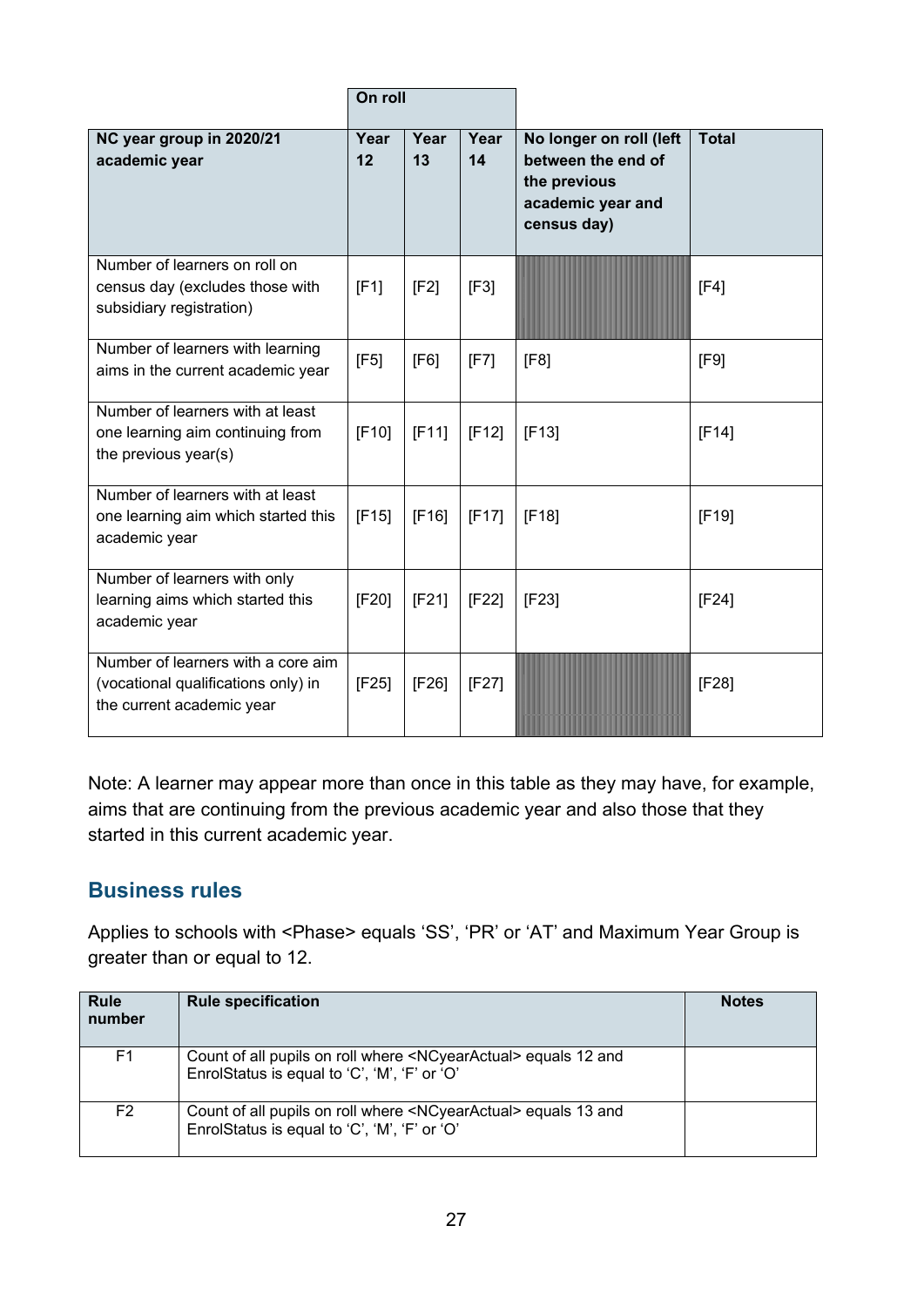| | On roll | | | | |
|---|---|---|---|---|---|
| **NC year group in 2020/21 academic year** | **Year 12** | **Year 13** | **Year 14** | **No longer on roll (left between the end of the previous academic year and census day)** | **Total** |
| Number of learners on roll on census day (excludes those with subsidiary registration) | [F1] | [F2] | [F3] | | [F4] |
| Number of learners with learning aims in the current academic year | [F5] | [F6] | [F7] | [F8] | [F9] |
| Number of learners with at least one learning aim continuing from the previous year(s) | [F10] | [F11] | [F12] | [F13] | [F14] |
| Number of learners with at least one learning aim which started this academic year | [F15] | [F16] | [F17] | [F18] | [F19] |
| Number of learners with only learning aims which started this academic year | [F20] | [F21] | [F22] | [F23] | [F24] |
| Number of learners with a core aim (vocational qualifications only) in the current academic year | [F25] | [F26] | [F27] | | [F28] |

Note: A learner may appear more than once in this table as they may have, for example, aims that are continuing from the previous academic year and also those that they started in this current academic year.

## Business rules

Applies to schools with <Phase> equals 'SS', 'PR' or 'AT' and Maximum Year Group is greater than or equal to 12.

| Rule number | Rule specification | Notes |
|---|---|---|
| F1 | Count of all pupils on roll where <NCyearActual> equals 12 and EnrolStatus is equal to 'C', 'M', 'F' or 'O' | |
| F2 | Count of all pupils on roll where <NCyearActual> equals 13 and EnrolStatus is equal to 'C', 'M', 'F' or 'O' | |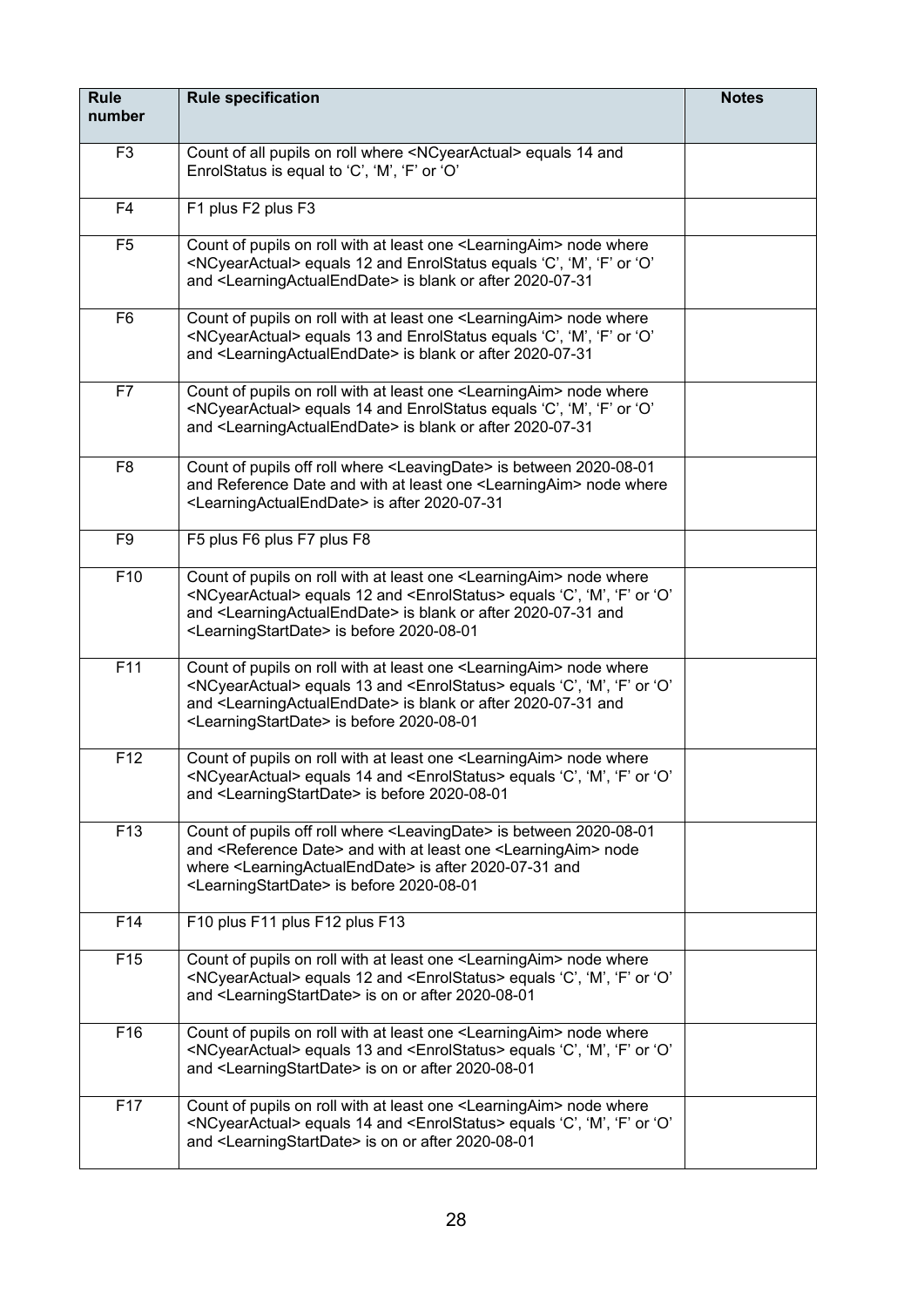| Rule number | Rule specification | Notes |
| --- | --- | --- |
| F3 | Count of all pupils on roll where <NCyearActual> equals 14 and EnrolStatus is equal to ‘C’, ‘M’, ‘F’ or ‘O’ | |
| F4 | F1 plus F2 plus F3 | |
| F5 | Count of pupils on roll with at least one <LearningAim> node where <NCyearActual> equals 12 and EnrolStatus equals ‘C’, ‘M’, ‘F’ or ‘O’ and <LearningActualEndDate> is blank or after 2020-07-31 | |
| F6 | Count of pupils on roll with at least one <LearningAim> node where <NCyearActual> equals 13 and EnrolStatus equals ‘C’, ‘M’, ‘F’ or ‘O’ and <LearningActualEndDate> is blank or after 2020-07-31 | |
| F7 | Count of pupils on roll with at least one <LearningAim> node where <NCyearActual> equals 14 and EnrolStatus equals ‘C’, ‘M’, ‘F’ or ‘O’ and <LearningActualEndDate> is blank or after 2020-07-31 | |
| F8 | Count of pupils off roll where <LeavingDate> is between 2020-08-01 and Reference Date and with at least one <LearningAim> node where <LearningActualEndDate> is after 2020-07-31 | |
| F9 | F5 plus F6 plus F7 plus F8 | |
| F10 | Count of pupils on roll with at least one <LearningAim> node where <NCyearActual> equals 12 and <EnrolStatus> equals ‘C’, ‘M’, ‘F’ or ‘O’ and <LearningActualEndDate> is blank or after 2020-07-31 and <LearningStartDate> is before 2020-08-01 | |
| F11 | Count of pupils on roll with at least one <LearningAim> node where <NCyearActual> equals 13 and <EnrolStatus> equals ‘C’, ‘M’, ‘F’ or ‘O’ and <LearningActualEndDate> is blank or after 2020-07-31 and <LearningStartDate> is before 2020-08-01 | |
| F12 | Count of pupils on roll with at least one <LearningAim> node where <NCyearActual> equals 14 and <EnrolStatus> equals ‘C’, ‘M’, ‘F’ or ‘O’ and <LearningStartDate> is before 2020-08-01 | |
| F13 | Count of pupils off roll where <LeavingDate> is between 2020-08-01 and <Reference Date> and with at least one <LearningAim> node where <LearningActualEndDate> is after 2020-07-31 and <LearningStartDate> is before 2020-08-01 | |
| F14 | F10 plus F11 plus F12 plus F13 | |
| F15 | Count of pupils on roll with at least one <LearningAim> node where <NCyearActual> equals 12 and <EnrolStatus> equals ‘C’, ‘M’, ‘F’ or ‘O’ and <LearningStartDate> is on or after 2020-08-01 | |
| F16 | Count of pupils on roll with at least one <LearningAim> node where <NCyearActual> equals 13 and <EnrolStatus> equals ‘C’, ‘M’, ‘F’ or ‘O’ and <LearningStartDate> is on or after 2020-08-01 | |
| F17 | Count of pupils on roll with at least one <LearningAim> node where <NCyearActual> equals 14 and <EnrolStatus> equals ‘C’, ‘M’, ‘F’ or ‘O’ and <LearningStartDate> is on or after 2020-08-01 | |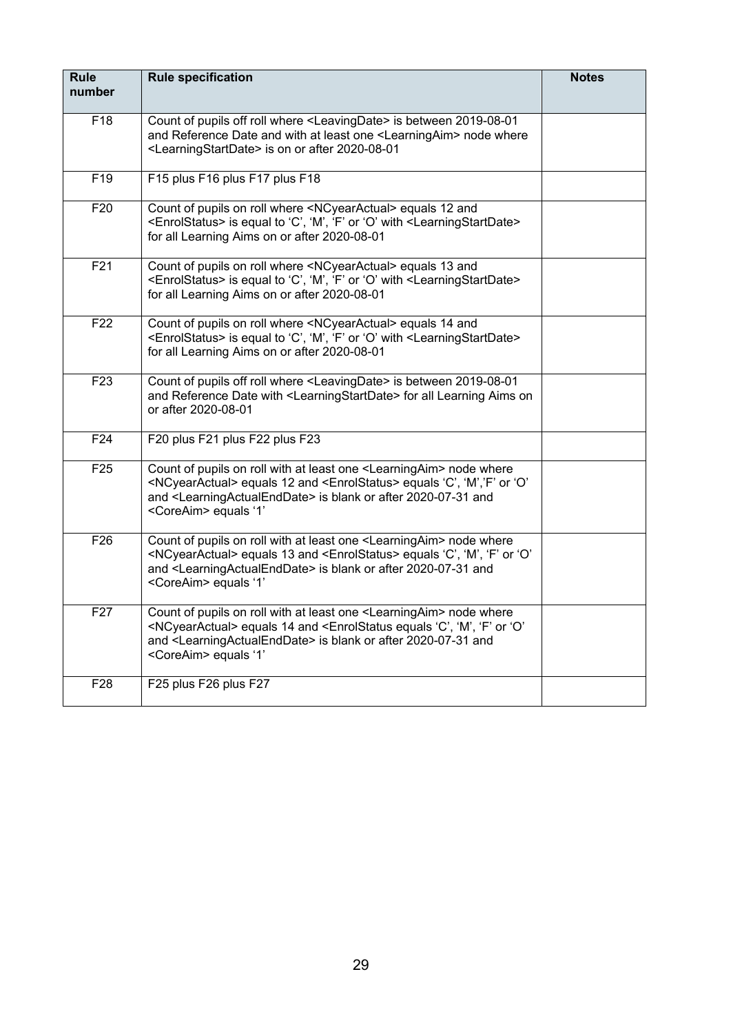| Rule number | Rule specification | Notes |
|---|---|---|
| F18 | Count of pupils off roll where <LeavingDate> is between 2019-08-01 and Reference Date and with at least one <LearningAim> node where <LearningStartDate> is on or after 2020-08-01 | |
| F19 | F15 plus F16 plus F17 plus F18 | |
| F20 | Count of pupils on roll where <NCyearActual> equals 12 and <EnrolStatus> is equal to 'C', 'M', 'F' or 'O' with <LearningStartDate> for all Learning Aims on or after 2020-08-01 | |
| F21 | Count of pupils on roll where <NCyearActual> equals 13 and <EnrolStatus> is equal to 'C', 'M', 'F' or 'O' with <LearningStartDate> for all Learning Aims on or after 2020-08-01 | |
| F22 | Count of pupils on roll where <NCyearActual> equals 14 and <EnrolStatus> is equal to 'C', 'M', 'F' or 'O' with <LearningStartDate> for all Learning Aims on or after 2020-08-01 | |
| F23 | Count of pupils off roll where <LeavingDate> is between 2019-08-01 and Reference Date with <LearningStartDate> for all Learning Aims on or after 2020-08-01 | |
| F24 | F20 plus F21 plus F22 plus F23 | |
| F25 | Count of pupils on roll with at least one <LearningAim> node where <NCyearActual> equals 12 and <EnrolStatus> equals 'C', 'M','F' or 'O' and <LearningActualEndDate> is blank or after 2020-07-31 and <CoreAim> equals '1' | |
| F26 | Count of pupils on roll with at least one <LearningAim> node where <NCyearActual> equals 13 and <EnrolStatus> equals 'C', 'M', 'F' or 'O' and <LearningActualEndDate> is blank or after 2020-07-31 and <CoreAim> equals '1' | |
| F27 | Count of pupils on roll with at least one <LearningAim> node where <NCyearActual> equals 14 and <EnrolStatus equals 'C', 'M', 'F' or 'O' and <LearningActualEndDate> is blank or after 2020-07-31 and <CoreAim> equals '1' | |
| F28 | F25 plus F26 plus F27 | |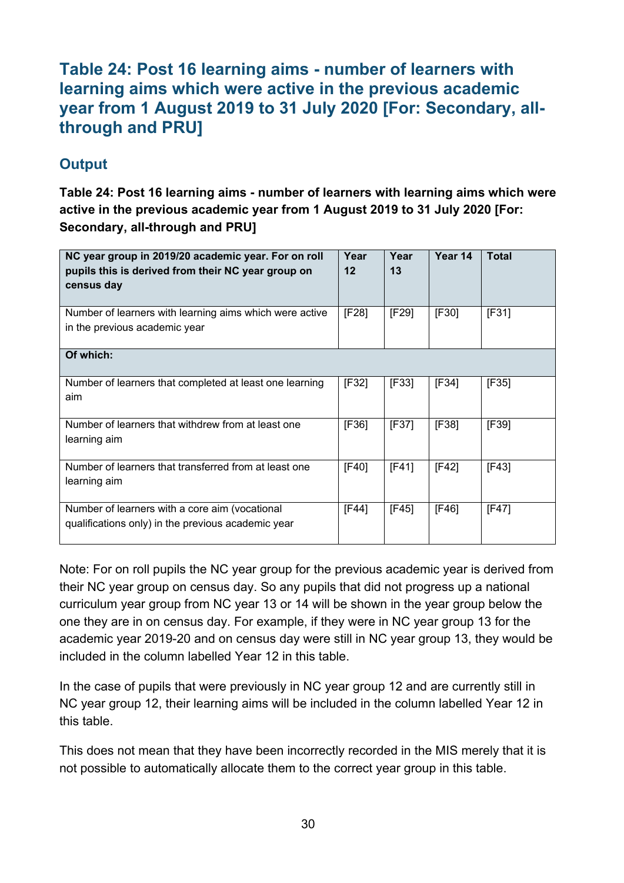## Table 24: Post 16 learning aims - number of learners with learning aims which were active in the previous academic year from 1 August 2019 to 31 July 2020 [For: Secondary, all-through and PRU]

### Output

**Table 24: Post 16 learning aims - number of learners with learning aims which were active in the previous academic year from 1 August 2019 to 31 July 2020 [For: Secondary, all-through and PRU]**

| NC year group in 2019/20 academic year. For on roll pupils this is derived from their NC year group on census day | Year 12 | Year 13 | Year 14 | Total |
|---|---|---|---|---|
| Number of learners with learning aims which were active in the previous academic year | [F28] | [F29] | [F30] | [F31] |
| **Of which:** | | | | |
| Number of learners that completed at least one learning aim | [F32] | [F33] | [F34] | [F35] |
| Number of learners that withdrew from at least one learning aim | [F36] | [F37] | [F38] | [F39] |
| Number of learners that transferred from at least one learning aim | [F40] | [F41] | [F42] | [F43] |
| Number of learners with a core aim (vocational qualifications only) in the previous academic year | [F44] | [F45] | [F46] | [F47] |

Note: For on roll pupils the NC year group for the previous academic year is derived from their NC year group on census day. So any pupils that did not progress up a national curriculum year group from NC year 13 or 14 will be shown in the year group below the one they are in on census day. For example, if they were in NC year group 13 for the academic year 2019-20 and on census day were still in NC year group 13, they would be included in the column labelled Year 12 in this table.

In the case of pupils that were previously in NC year group 12 and are currently still in NC year group 12, their learning aims will be included in the column labelled Year 12 in this table.

This does not mean that they have been incorrectly recorded in the MIS merely that it is not possible to automatically allocate them to the correct year group in this table.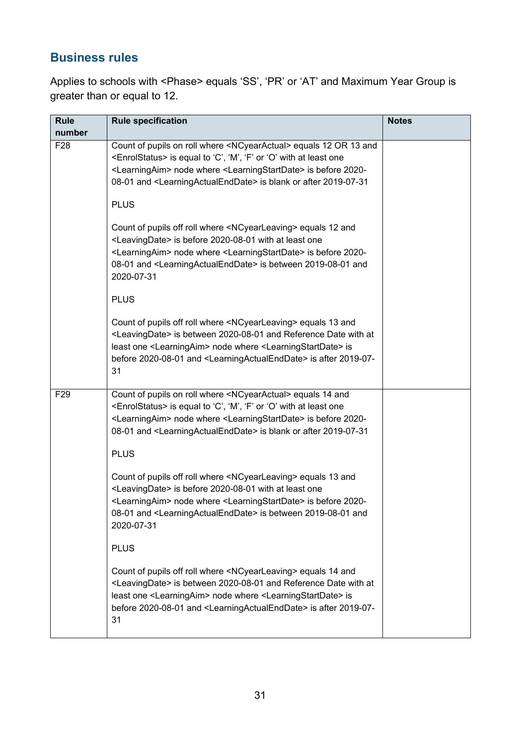## Business rules

Applies to schools with <Phase> equals ‘SS’, ‘PR’ or ‘AT’ and Maximum Year Group is greater than or equal to 12.

| Rule number | Rule specification | Notes |
|---|---|---|
| F28 | Count of pupils on roll where <NCyearActual> equals 12 OR 13 and <EnrolStatus> is equal to ‘C’, ‘M’, ‘F’ or ‘O’ with at least one <LearningAim> node where <LearningStartDate> is before 2020-08-01 and <LearningActualEndDate> is blank or after 2019-07-31<br><br>PLUS<br><br>Count of pupils off roll where <NCyearLeaving> equals 12 and <LeavingDate> is before 2020-08-01 with at least one <LearningAim> node where <LearningStartDate> is before 2020-08-01 and <LearningActualEndDate> is between 2019-08-01 and 2020-07-31<br><br>PLUS<br><br>Count of pupils off roll where <NCyearLeaving> equals 13 and <LeavingDate> is between 2020-08-01 and Reference Date with at least one <LearningAim> node where <LearningStartDate> is before 2020-08-01 and <LearningActualEndDate> is after 2019-07-31 | |
| F29 | Count of pupils on roll where <NCyearActual> equals 14 and <EnrolStatus> is equal to ‘C’, ‘M’, ‘F’ or ‘O’ with at least one <LearningAim> node where <LearningStartDate> is before 2020-08-01 and <LearningActualEndDate> is blank or after 2019-07-31<br><br>PLUS<br><br>Count of pupils off roll where <NCyearLeaving> equals 13 and <LeavingDate> is before 2020-08-01 with at least one <LearningAim> node where <LearningStartDate> is before 2020-08-01 and <LearningActualEndDate> is between 2019-08-01 and 2020-07-31<br><br>PLUS<br><br>Count of pupils off roll where <NCyearLeaving> equals 14 and <LeavingDate> is between 2020-08-01 and Reference Date with at least one <LearningAim> node where <LearningStartDate> is before 2020-08-01 and <LearningActualEndDate> is after 2019-07-31 | |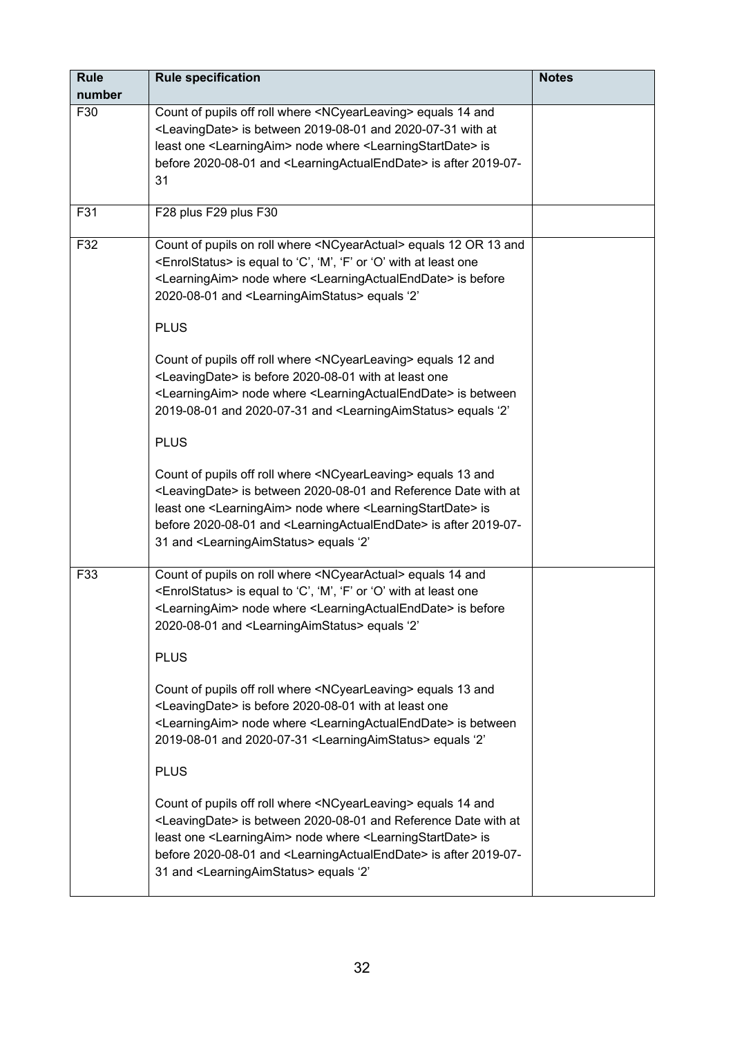| Rule number | Rule specification | Notes |
|---|---|---|
| F30 | Count of pupils off roll where <NCyearLeaving> equals 14 and <LeavingDate> is between 2019-08-01 and 2020-07-31 with at least one <LearningAim> node where <LearningStartDate> is before 2020-08-01 and <LearningActualEndDate> is after 2019-07-31 | |
| F31 | F28 plus F29 plus F30 | |
| F32 | Count of pupils on roll where <NCyearActual> equals 12 OR 13 and <EnrolStatus> is equal to 'C', 'M', 'F' or 'O' with at least one <LearningAim> node where <LearningActualEndDate> is before 2020-08-01 and <LearningAimStatus> equals '2'<br><br>PLUS<br><br>Count of pupils off roll where <NCyearLeaving> equals 12 and <LeavingDate> is before 2020-08-01 with at least one <LearningAim> node where <LearningActualEndDate> is between 2019-08-01 and 2020-07-31 and <LearningAimStatus> equals '2'<br><br>PLUS<br><br>Count of pupils off roll where <NCyearLeaving> equals 13 and <LeavingDate> is between 2020-08-01 and Reference Date with at least one <LearningAim> node where <LearningStartDate> is before 2020-08-01 and <LearningActualEndDate> is after 2019-07-31 and <LearningAimStatus> equals '2' | |
| F33 | Count of pupils on roll where <NCyearActual> equals 14 and <EnrolStatus> is equal to 'C', 'M', 'F' or 'O' with at least one <LearningAim> node where <LearningActualEndDate> is before 2020-08-01 and <LearningAimStatus> equals '2'<br><br>PLUS<br><br>Count of pupils off roll where <NCyearLeaving> equals 13 and <LeavingDate> is before 2020-08-01 with at least one <LearningAim> node where <LearningActualEndDate> is between 2019-08-01 and 2020-07-31 <LearningAimStatus> equals '2'<br><br>PLUS<br><br>Count of pupils off roll where <NCyearLeaving> equals 14 and <LeavingDate> is between 2020-08-01 and Reference Date with at least one <LearningAim> node where <LearningStartDate> is before 2020-08-01 and <LearningActualEndDate> is after 2019-07-31 and <LearningAimStatus> equals '2' | |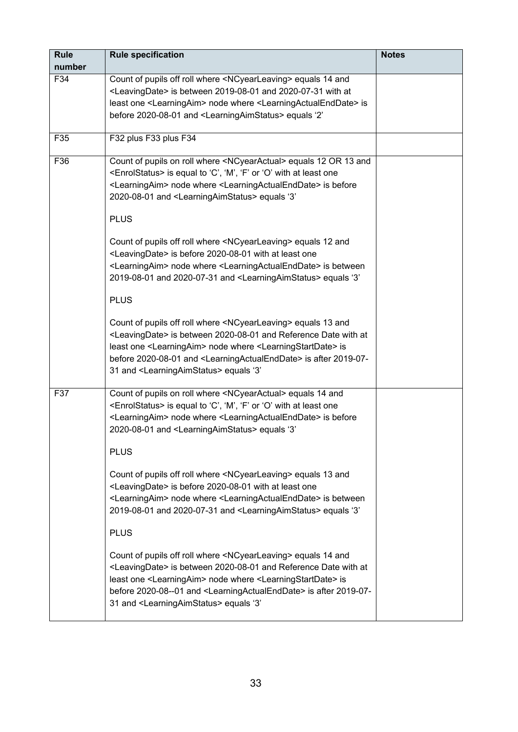| Rule number | Rule specification | Notes |
|---|---|---|
| F34 | Count of pupils off roll where <NCyearLeaving> equals 14 and <LeavingDate> is between 2019-08-01 and 2020-07-31 with at least one <LearningAim> node where <LearningActualEndDate> is before 2020-08-01 and <LearningAimStatus> equals '2' | |
| F35 | F32 plus F33 plus F34 | |
| F36 | Count of pupils on roll where <NCyearActual> equals 12 OR 13 and <EnrolStatus> is equal to 'C', 'M', 'F' or 'O' with at least one <LearningAim> node where <LearningActualEndDate> is before 2020-08-01 and <LearningAimStatus> equals '3'<br><br>PLUS<br><br>Count of pupils off roll where <NCyearLeaving> equals 12 and <LeavingDate> is before 2020-08-01 with at least one <LearningAim> node where <LearningActualEndDate> is between 2019-08-01 and 2020-07-31 and <LearningAimStatus> equals '3'<br><br>PLUS<br><br>Count of pupils off roll where <NCyearLeaving> equals 13 and <LeavingDate> is between 2020-08-01 and Reference Date with at least one <LearningAim> node where <LearningStartDate> is before 2020-08-01 and <LearningActualEndDate> is after 2019-07-31 and <LearningAimStatus> equals '3' | |
| F37 | Count of pupils on roll where <NCyearActual> equals 14 and <EnrolStatus> is equal to 'C', 'M', 'F' or 'O' with at least one <LearningAim> node where <LearningActualEndDate> is before 2020-08-01 and <LearningAimStatus> equals '3'<br><br>PLUS<br><br>Count of pupils off roll where <NCyearLeaving> equals 13 and <LeavingDate> is before 2020-08-01 with at least one <LearningAim> node where <LearningActualEndDate> is between 2019-08-01 and 2020-07-31 and <LearningAimStatus> equals '3'<br><br>PLUS<br><br>Count of pupils off roll where <NCyearLeaving> equals 14 and <LeavingDate> is between 2020-08-01 and Reference Date with at least one <LearningAim> node where <LearningStartDate> is before 2020-08--01 and <LearningActualEndDate> is after 2019-07-31 and <LearningAimStatus> equals '3' | |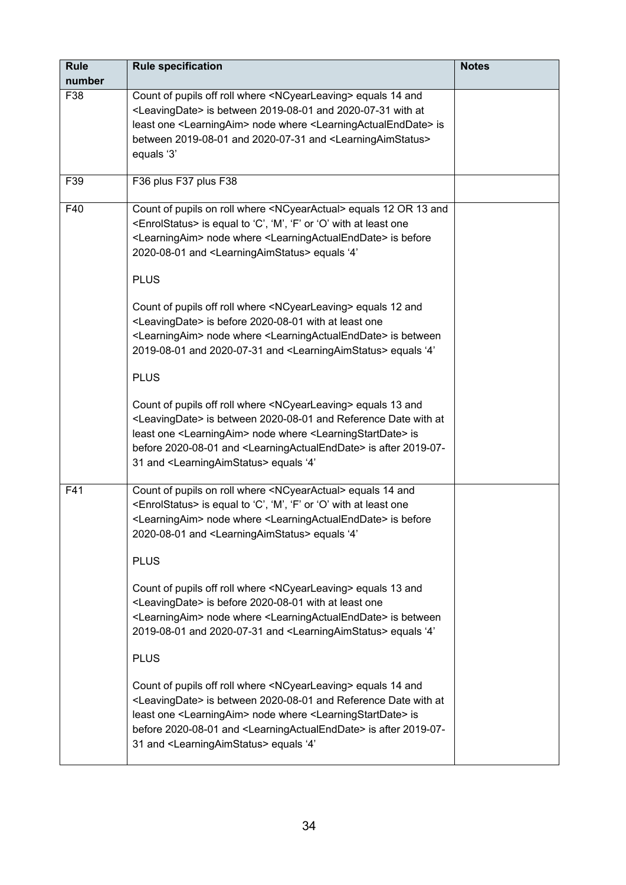| Rule number | Rule specification | Notes |
|---|---|---|
| F38 | Count of pupils off roll where <NCyearLeaving> equals 14 and <LeavingDate> is between 2019-08-01 and 2020-07-31 with at least one <LearningAim> node where <LearningActualEndDate> is between 2019-08-01 and 2020-07-31 and <LearningAimStatus> equals '3' | |
| F39 | F36 plus F37 plus F38 | |
| F40 | Count of pupils on roll where <NCyearActual> equals 12 OR 13 and <EnrolStatus> is equal to 'C', 'M', 'F' or 'O' with at least one <LearningAim> node where <LearningActualEndDate> is before 2020-08-01 and <LearningAimStatus> equals '4'<br><br>PLUS<br><br>Count of pupils off roll where <NCyearLeaving> equals 12 and <LeavingDate> is before 2020-08-01 with at least one <LearningAim> node where <LearningActualEndDate> is between 2019-08-01 and 2020-07-31 and <LearningAimStatus> equals '4'<br><br>PLUS<br><br>Count of pupils off roll where <NCyearLeaving> equals 13 and <LeavingDate> is between 2020-08-01 and Reference Date with at least one <LearningAim> node where <LearningStartDate> is before 2020-08-01 and <LearningActualEndDate> is after 2019-07-31 and <LearningAimStatus> equals '4' | |
| F41 | Count of pupils on roll where <NCyearActual> equals 14 and <EnrolStatus> is equal to 'C', 'M', 'F' or 'O' with at least one <LearningAim> node where <LearningActualEndDate> is before 2020-08-01 and <LearningAimStatus> equals '4'<br><br>PLUS<br><br>Count of pupils off roll where <NCyearLeaving> equals 13 and <LeavingDate> is before 2020-08-01 with at least one <LearningAim> node where <LearningActualEndDate> is between 2019-08-01 and 2020-07-31 and <LearningAimStatus> equals '4'<br><br>PLUS<br><br>Count of pupils off roll where <NCyearLeaving> equals 14 and <LeavingDate> is between 2020-08-01 and Reference Date with at least one <LearningAim> node where <LearningStartDate> is before 2020-08-01 and <LearningActualEndDate> is after 2019-07-31 and <LearningAimStatus> equals '4' | |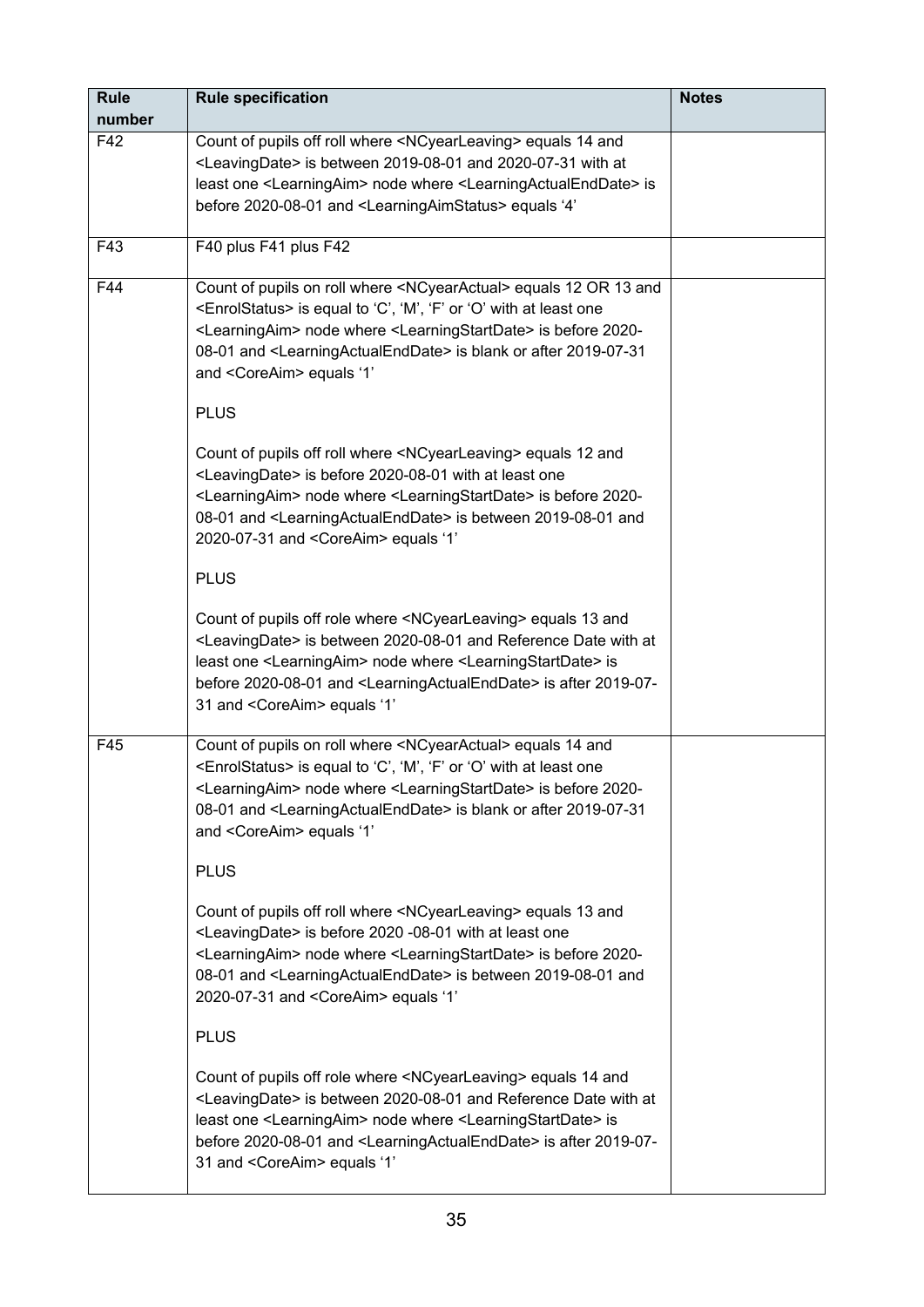| Rule number | Rule specification | Notes |
|---|---|---|
| F42 | Count of pupils off roll where <NCyearLeaving> equals 14 and <LeavingDate> is between 2019-08-01 and 2020-07-31 with at least one <LearningAim> node where <LearningActualEndDate> is before 2020-08-01 and <LearningAimStatus> equals '4' | |
| F43 | F40 plus F41 plus F42 | |
| F44 | Count of pupils on roll where <NCyearActual> equals 12 OR 13 and <EnrolStatus> is equal to 'C', 'M', 'F' or 'O' with at least one <LearningAim> node where <LearningStartDate> is before 2020-08-01 and <LearningActualEndDate> is blank or after 2019-07-31 and <CoreAim> equals '1'<br><br>PLUS<br><br>Count of pupils off roll where <NCyearLeaving> equals 12 and <LeavingDate> is before 2020-08-01 with at least one <LearningAim> node where <LearningStartDate> is before 2020-08-01 and <LearningActualEndDate> is between 2019-08-01 and 2020-07-31 and <CoreAim> equals '1'<br><br>PLUS<br><br>Count of pupils off role where <NCyearLeaving> equals 13 and <LeavingDate> is between 2020-08-01 and Reference Date with at least one <LearningAim> node where <LearningStartDate> is before 2020-08-01 and <LearningActualEndDate> is after 2019-07-31 and <CoreAim> equals '1' | |
| F45 | Count of pupils on roll where <NCyearActual> equals 14 and <EnrolStatus> is equal to 'C', 'M', 'F' or 'O' with at least one <LearningAim> node where <LearningStartDate> is before 2020-08-01 and <LearningActualEndDate> is blank or after 2019-07-31 and <CoreAim> equals '1'<br><br>PLUS<br><br>Count of pupils off roll where <NCyearLeaving> equals 13 and <LeavingDate> is before 2020 -08-01 with at least one <LearningAim> node where <LearningStartDate> is before 2020-08-01 and <LearningActualEndDate> is between 2019-08-01 and 2020-07-31 and <CoreAim> equals '1'<br><br>PLUS<br><br>Count of pupils off role where <NCyearLeaving> equals 14 and <LeavingDate> is between 2020-08-01 and Reference Date with at least one <LearningAim> node where <LearningStartDate> is before 2020-08-01 and <LearningActualEndDate> is after 2019-07-31 and <CoreAim> equals '1' | |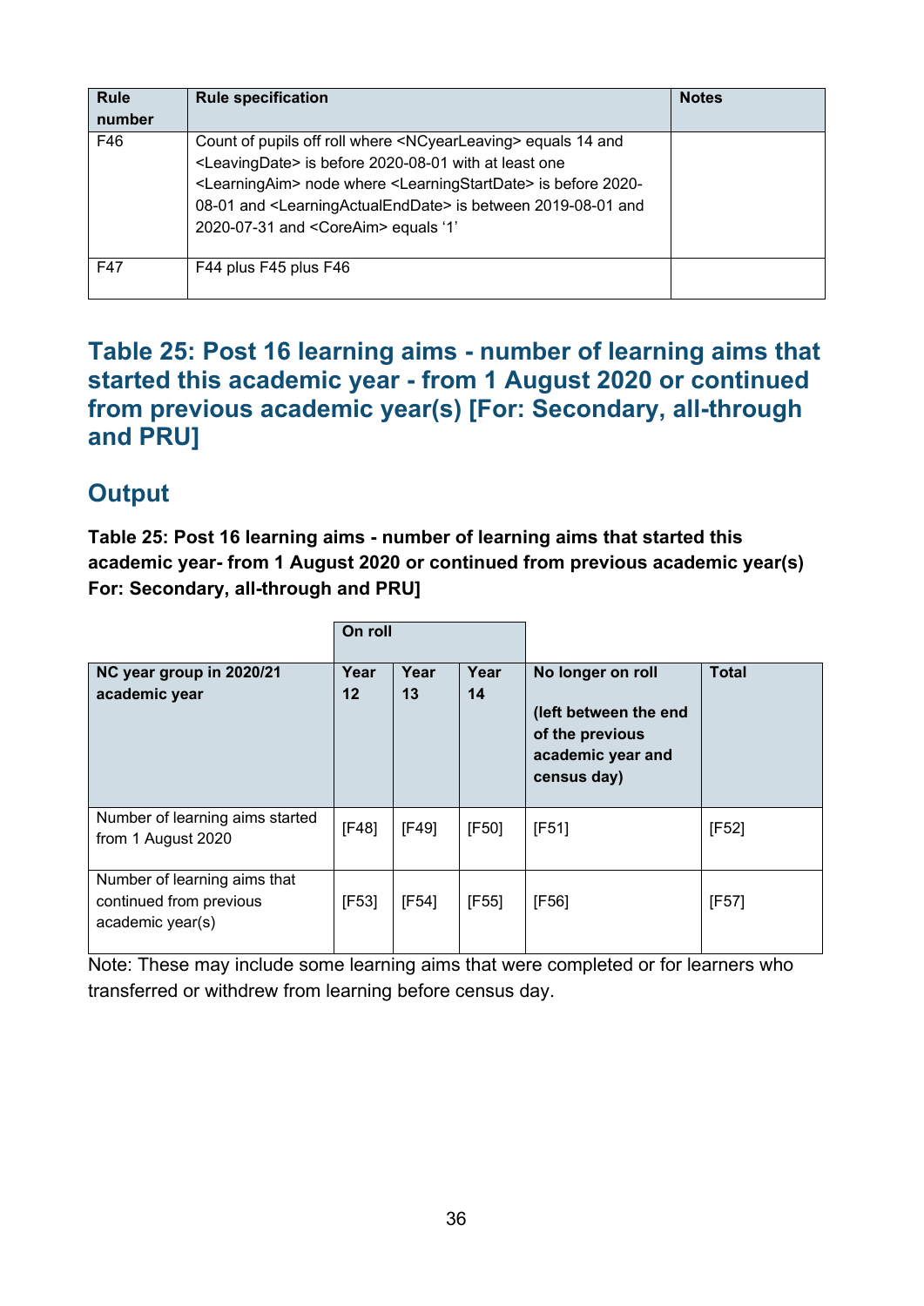| Rule number | Rule specification | Notes |
|---|---|---|
| F46 | Count of pupils off roll where <NCyearLeaving> equals 14 and <LeavingDate> is before 2020-08-01 with at least one <LearningAim> node where <LearningStartDate> is before 2020-08-01 and <LearningActualEndDate> is between 2019-08-01 and 2020-07-31 and <CoreAim> equals '1' | |
| F47 | F44 plus F45 plus F46 | |

## Table 25: Post 16 learning aims - number of learning aims that started this academic year - from 1 August 2020 or continued from previous academic year(s) [For: Secondary, all-through and PRU]

### Output

**Table 25: Post 16 learning aims - number of learning aims that started this academic year- from 1 August 2020 or continued from previous academic year(s) For: Secondary, all-through and PRU]**

| | On roll | | | | |
|---|---|---|---|---|---|
| **NC year group in 2020/21 academic year** | **Year 12** | **Year 13** | **Year 14** | **No longer on roll (left between the end of the previous academic year and census day)** | **Total** |
| Number of learning aims started from 1 August 2020 | [F48] | [F49] | [F50] | [F51] | [F52] |
| Number of learning aims that continued from previous academic year(s) | [F53] | [F54] | [F55] | [F56] | [F57] |

Note: These may include some learning aims that were completed or for learners who transferred or withdrew from learning before census day.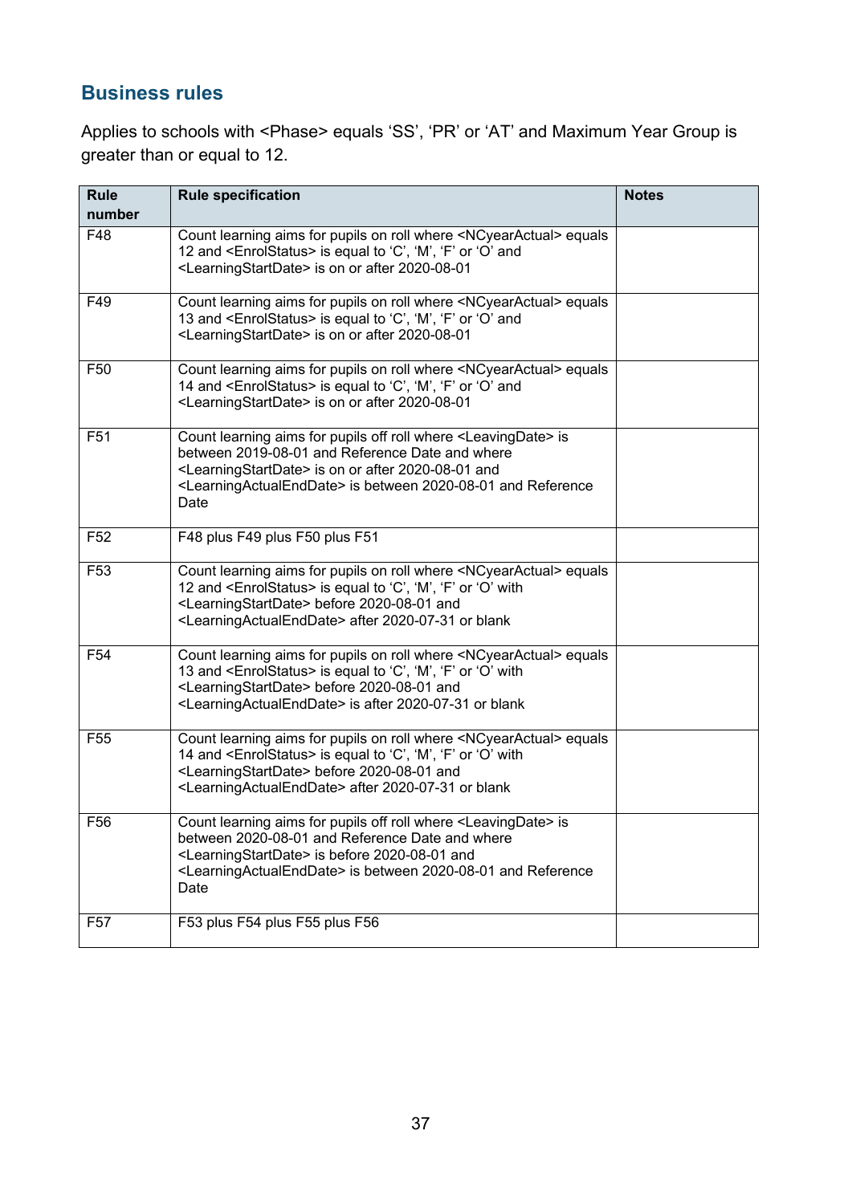## Business rules

Applies to schools with <Phase> equals 'SS', 'PR' or 'AT' and Maximum Year Group is greater than or equal to 12.

| Rule number | Rule specification | Notes |
|---|---|---|
| F48 | Count learning aims for pupils on roll where <NCyearActual> equals 12 and <EnrolStatus> is equal to 'C', 'M', 'F' or 'O' and <LearningStartDate> is on or after 2020-08-01 | |
| F49 | Count learning aims for pupils on roll where <NCyearActual> equals 13 and <EnrolStatus> is equal to 'C', 'M', 'F' or 'O' and <LearningStartDate> is on or after 2020-08-01 | |
| F50 | Count learning aims for pupils on roll where <NCyearActual> equals 14 and <EnrolStatus> is equal to 'C', 'M', 'F' or 'O' and <LearningStartDate> is on or after 2020-08-01 | |
| F51 | Count learning aims for pupils off roll where <LeavingDate> is between 2019-08-01 and Reference Date and where <LearningStartDate> is on or after 2020-08-01 and <LearningActualEndDate> is between 2020-08-01 and Reference Date | |
| F52 | F48 plus F49 plus F50 plus F51 | |
| F53 | Count learning aims for pupils on roll where <NCyearActual> equals 12 and <EnrolStatus> is equal to 'C', 'M', 'F' or 'O' with <LearningStartDate> before 2020-08-01 and <LearningActualEndDate> after 2020-07-31 or blank | |
| F54 | Count learning aims for pupils on roll where <NCyearActual> equals 13 and <EnrolStatus> is equal to 'C', 'M', 'F' or 'O' with <LearningStartDate> before 2020-08-01 and <LearningActualEndDate> is after 2020-07-31 or blank | |
| F55 | Count learning aims for pupils on roll where <NCyearActual> equals 14 and <EnrolStatus> is equal to 'C', 'M', 'F' or 'O' with <LearningStartDate> before 2020-08-01 and <LearningActualEndDate> after 2020-07-31 or blank | |
| F56 | Count learning aims for pupils off roll where <LeavingDate> is between 2020-08-01 and Reference Date and where <LearningStartDate> is before 2020-08-01 and <LearningActualEndDate> is between 2020-08-01 and Reference Date | |
| F57 | F53 plus F54 plus F55 plus F56 | |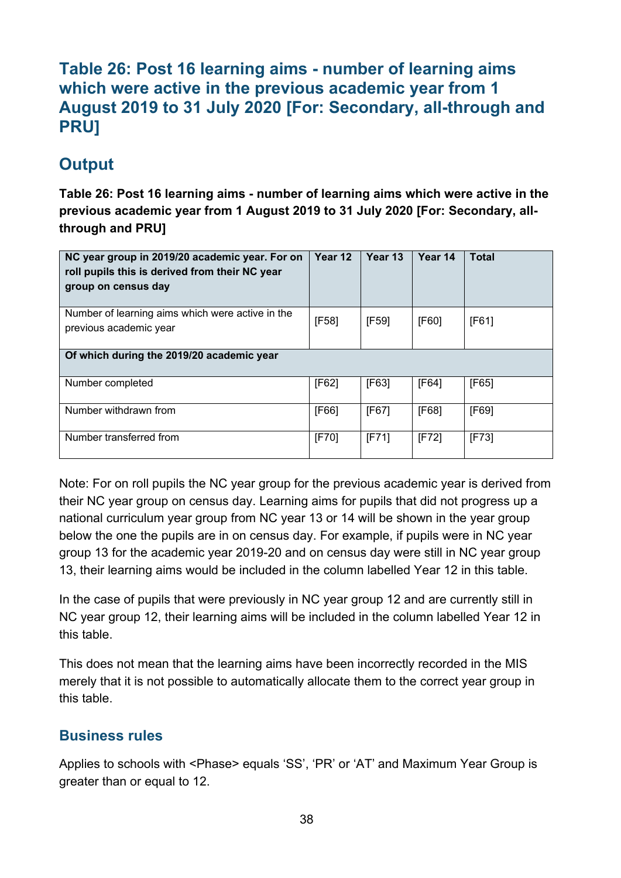## Table 26: Post 16 learning aims - number of learning aims which were active in the previous academic year from 1 August 2019 to 31 July 2020 [For: Secondary, all-through and PRU]

### Output

**Table 26: Post 16 learning aims - number of learning aims which were active in the previous academic year from 1 August 2019 to 31 July 2020 [For: Secondary, all-through and PRU]**

| NC year group in 2019/20 academic year. For on roll pupils this is derived from their NC year group on census day | Year 12 | Year 13 | Year 14 | Total |
|---|---|---|---|---|
| Number of learning aims which were active in the previous academic year | [F58] | [F59] | [F60] | [F61] |
| **Of which during the 2019/20 academic year** | | | | |
| Number completed | [F62] | [F63] | [F64] | [F65] |
| Number withdrawn from | [F66] | [F67] | [F68] | [F69] |
| Number transferred from | [F70] | [F71] | [F72] | [F73] |

Note: For on roll pupils the NC year group for the previous academic year is derived from their NC year group on census day. Learning aims for pupils that did not progress up a national curriculum year group from NC year 13 or 14 will be shown in the year group below the one the pupils are in on census day. For example, if pupils were in NC year group 13 for the academic year 2019-20 and on census day were still in NC year group 13, their learning aims would be included in the column labelled Year 12 in this table.

In the case of pupils that were previously in NC year group 12 and are currently still in NC year group 12, their learning aims will be included in the column labelled Year 12 in this table.

This does not mean that the learning aims have been incorrectly recorded in the MIS merely that it is not possible to automatically allocate them to the correct year group in this table.

### Business rules

Applies to schools with <Phase> equals 'SS', 'PR' or 'AT' and Maximum Year Group is greater than or equal to 12.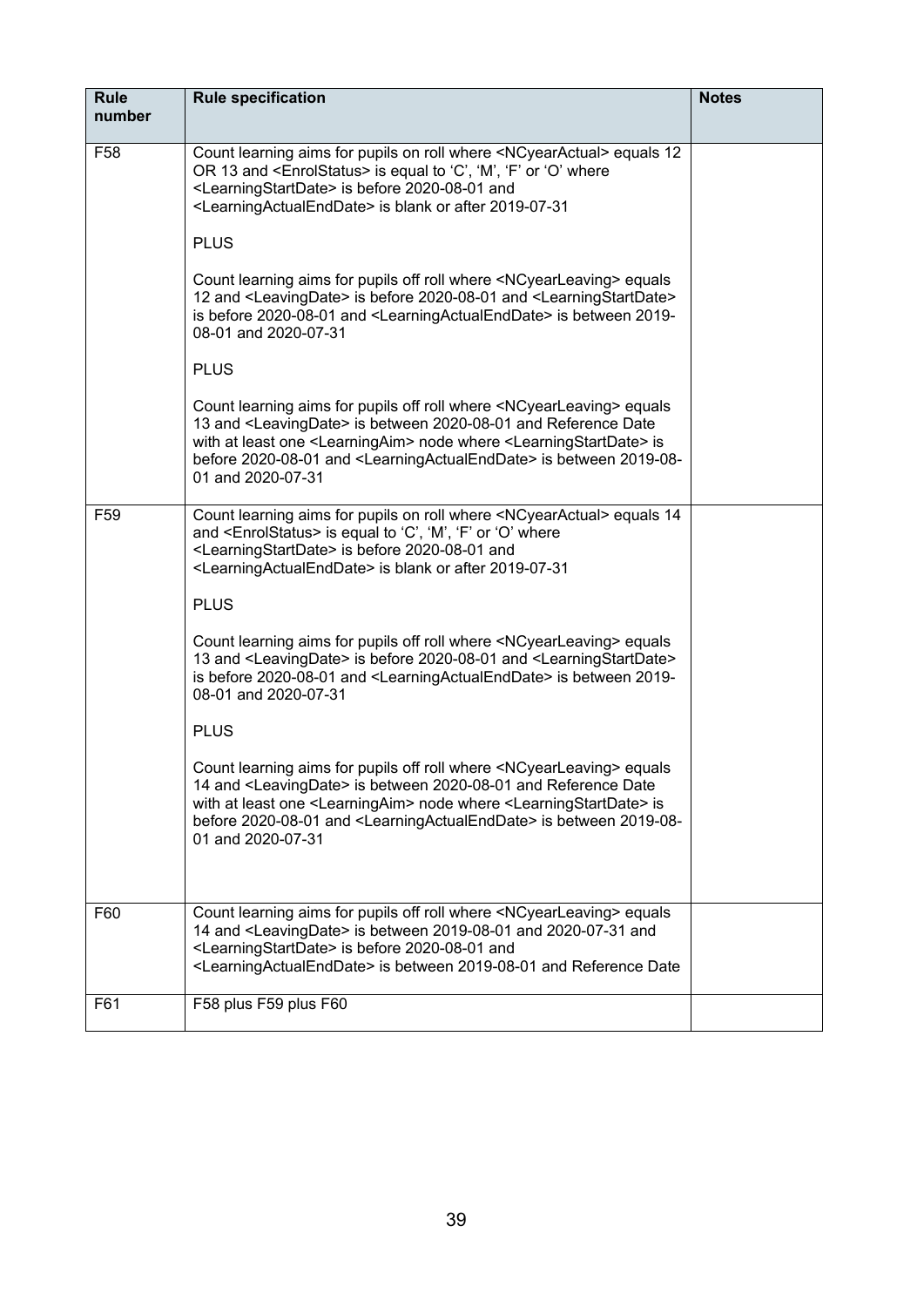| Rule number | Rule specification | Notes |
|---|---|---|
| F58 | Count learning aims for pupils on roll where <NCyearActual> equals 12 OR 13 and <EnrolStatus> is equal to 'C', 'M', 'F' or 'O' where <LearningStartDate> is before 2020-08-01 and <LearningActualEndDate> is blank or after 2019-07-31<br><br>PLUS<br><br>Count learning aims for pupils off roll where <NCyearLeaving> equals 12 and <LeavingDate> is before 2020-08-01 and <LearningStartDate> is before 2020-08-01 and <LearningActualEndDate> is between 2019-08-01 and 2020-07-31<br><br>PLUS<br><br>Count learning aims for pupils off roll where <NCyearLeaving> equals 13 and <LeavingDate> is between 2020-08-01 and Reference Date with at least one <LearningAim> node where <LearningStartDate> is before 2020-08-01 and <LearningActualEndDate> is between 2019-08-01 and 2020-07-31 | |
| F59 | Count learning aims for pupils on roll where <NCyearActual> equals 14 and <EnrolStatus> is equal to 'C', 'M', 'F' or 'O' where <LearningStartDate> is before 2020-08-01 and <LearningActualEndDate> is blank or after 2019-07-31<br><br>PLUS<br><br>Count learning aims for pupils off roll where <NCyearLeaving> equals 13 and <LeavingDate> is before 2020-08-01 and <LearningStartDate> is before 2020-08-01 and <LearningActualEndDate> is between 2019-08-01 and 2020-07-31<br><br>PLUS<br><br>Count learning aims for pupils off roll where <NCyearLeaving> equals 14 and <LeavingDate> is between 2020-08-01 and Reference Date with at least one <LearningAim> node where <LearningStartDate> is before 2020-08-01 and <LearningActualEndDate> is between 2019-08-01 and 2020-07-31 | |
| F60 | Count learning aims for pupils off roll where <NCyearLeaving> equals 14 and <LeavingDate> is between 2019-08-01 and 2020-07-31 and <LearningStartDate> is before 2020-08-01 and <LearningActualEndDate> is between 2019-08-01 and Reference Date | |
| F61 | F58 plus F59 plus F60 | |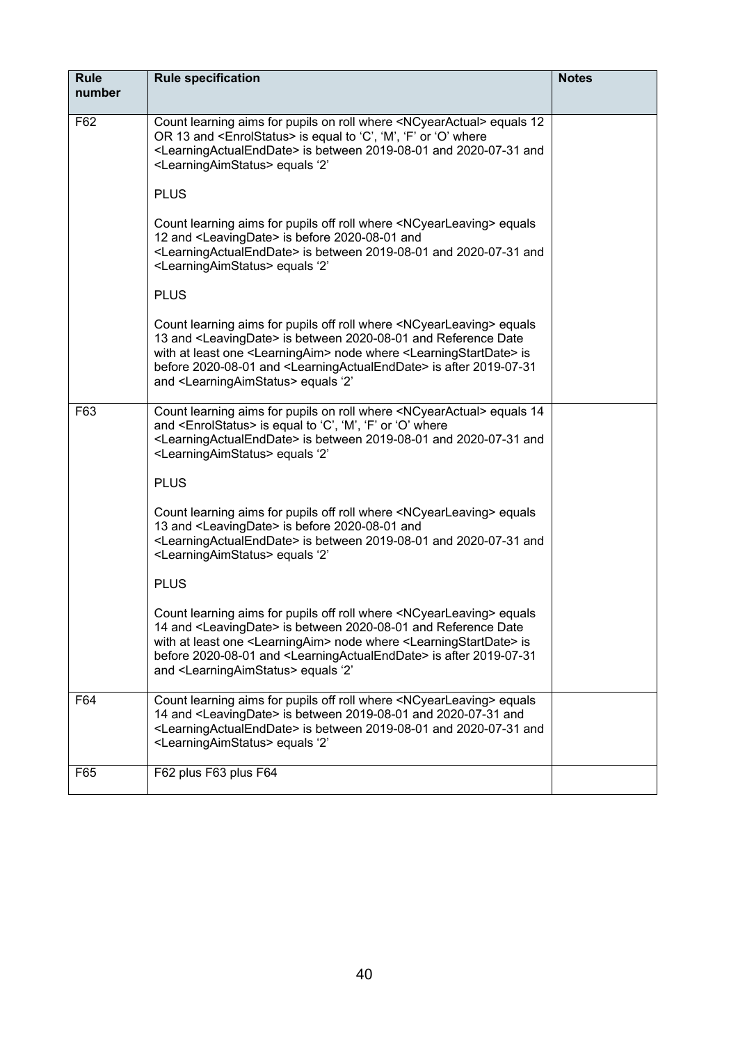| Rule number | Rule specification | Notes |
|---|---|---|
| F62 | Count learning aims for pupils on roll where <NCyearActual> equals 12 OR 13 and <EnrolStatus> is equal to 'C', 'M', 'F' or 'O' where <LearningActualEndDate> is between 2019-08-01 and 2020-07-31 and <LearningAimStatus> equals '2'<br><br>PLUS<br><br>Count learning aims for pupils off roll where <NCyearLeaving> equals 12 and <LeavingDate> is before 2020-08-01 and <LearningActualEndDate> is between 2019-08-01 and 2020-07-31 and <LearningAimStatus> equals '2'<br><br>PLUS<br><br>Count learning aims for pupils off roll where <NCyearLeaving> equals 13 and <LeavingDate> is between 2020-08-01 and Reference Date with at least one <LearningAim> node where <LearningStartDate> is before 2020-08-01 and <LearningActualEndDate> is after 2019-07-31 and <LearningAimStatus> equals '2' | |
| F63 | Count learning aims for pupils on roll where <NCyearActual> equals 14 and <EnrolStatus> is equal to 'C', 'M', 'F' or 'O' where <LearningActualEndDate> is between 2019-08-01 and 2020-07-31 and <LearningAimStatus> equals '2'<br><br>PLUS<br><br>Count learning aims for pupils off roll where <NCyearLeaving> equals 13 and <LeavingDate> is before 2020-08-01 and <LearningActualEndDate> is between 2019-08-01 and 2020-07-31 and <LearningAimStatus> equals '2'<br><br>PLUS<br><br>Count learning aims for pupils off roll where <NCyearLeaving> equals 14 and <LeavingDate> is between 2020-08-01 and Reference Date with at least one <LearningAim> node where <LearningStartDate> is before 2020-08-01 and <LearningActualEndDate> is after 2019-07-31 and <LearningAimStatus> equals '2' | |
| F64 | Count learning aims for pupils off roll where <NCyearLeaving> equals 14 and <LeavingDate> is between 2019-08-01 and 2020-07-31 and <LearningActualEndDate> is between 2019-08-01 and 2020-07-31 and <LearningAimStatus> equals '2' | |
| F65 | F62 plus F63 plus F64 | |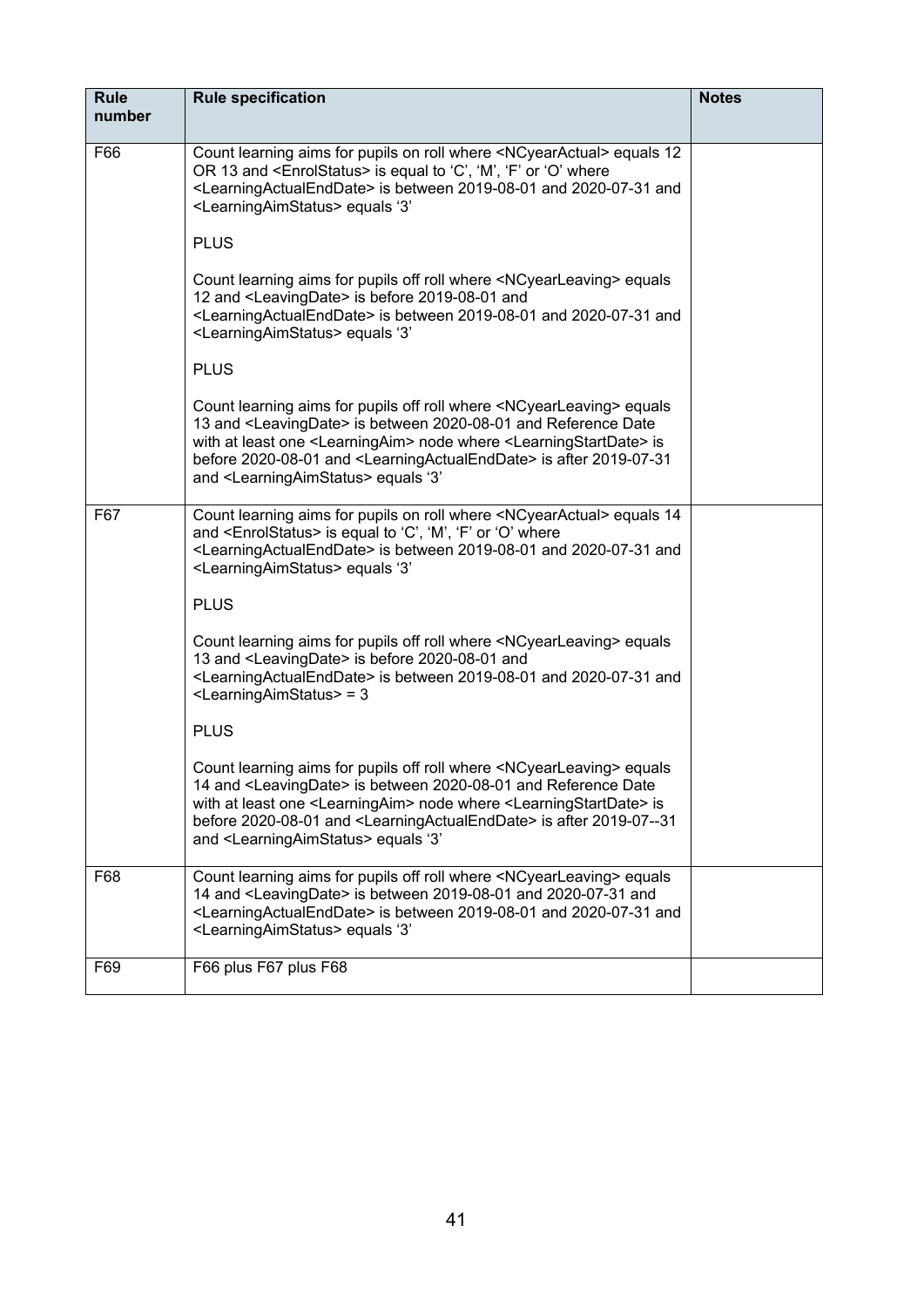| Rule number | Rule specification | Notes |
|---|---|---|
| F66 | Count learning aims for pupils on roll where <NCyearActual> equals 12 OR 13 and <EnrolStatus> is equal to 'C', 'M', 'F' or 'O' where <LearningActualEndDate> is between 2019-08-01 and 2020-07-31 and <LearningAimStatus> equals '3'<br><br>PLUS<br><br>Count learning aims for pupils off roll where <NCyearLeaving> equals 12 and <LeavingDate> is before 2019-08-01 and <LearningActualEndDate> is between 2019-08-01 and 2020-07-31 and <LearningAimStatus> equals '3'<br><br>PLUS<br><br>Count learning aims for pupils off roll where <NCyearLeaving> equals 13 and <LeavingDate> is between 2020-08-01 and Reference Date with at least one <LearningAim> node where <LearningStartDate> is before 2020-08-01 and <LearningActualEndDate> is after 2019-07-31 and <LearningAimStatus> equals '3' | |
| F67 | Count learning aims for pupils on roll where <NCyearActual> equals 14 and <EnrolStatus> is equal to 'C', 'M', 'F' or 'O' where <LearningActualEndDate> is between 2019-08-01 and 2020-07-31 and <LearningAimStatus> equals '3'<br><br>PLUS<br><br>Count learning aims for pupils off roll where <NCyearLeaving> equals 13 and <LeavingDate> is before 2020-08-01 and <LearningActualEndDate> is between 2019-08-01 and 2020-07-31 and <LearningAimStatus> = 3<br><br>PLUS<br><br>Count learning aims for pupils off roll where <NCyearLeaving> equals 14 and <LeavingDate> is between 2020-08-01 and Reference Date with at least one <LearningAim> node where <LearningStartDate> is before 2020-08-01 and <LearningActualEndDate> is after 2019-07--31 and <LearningAimStatus> equals '3' | |
| F68 | Count learning aims for pupils off roll where <NCyearLeaving> equals 14 and <LeavingDate> is between 2019-08-01 and 2020-07-31 and <LearningActualEndDate> is between 2019-08-01 and 2020-07-31 and <LearningAimStatus> equals '3' | |
| F69 | F66 plus F67 plus F68 | |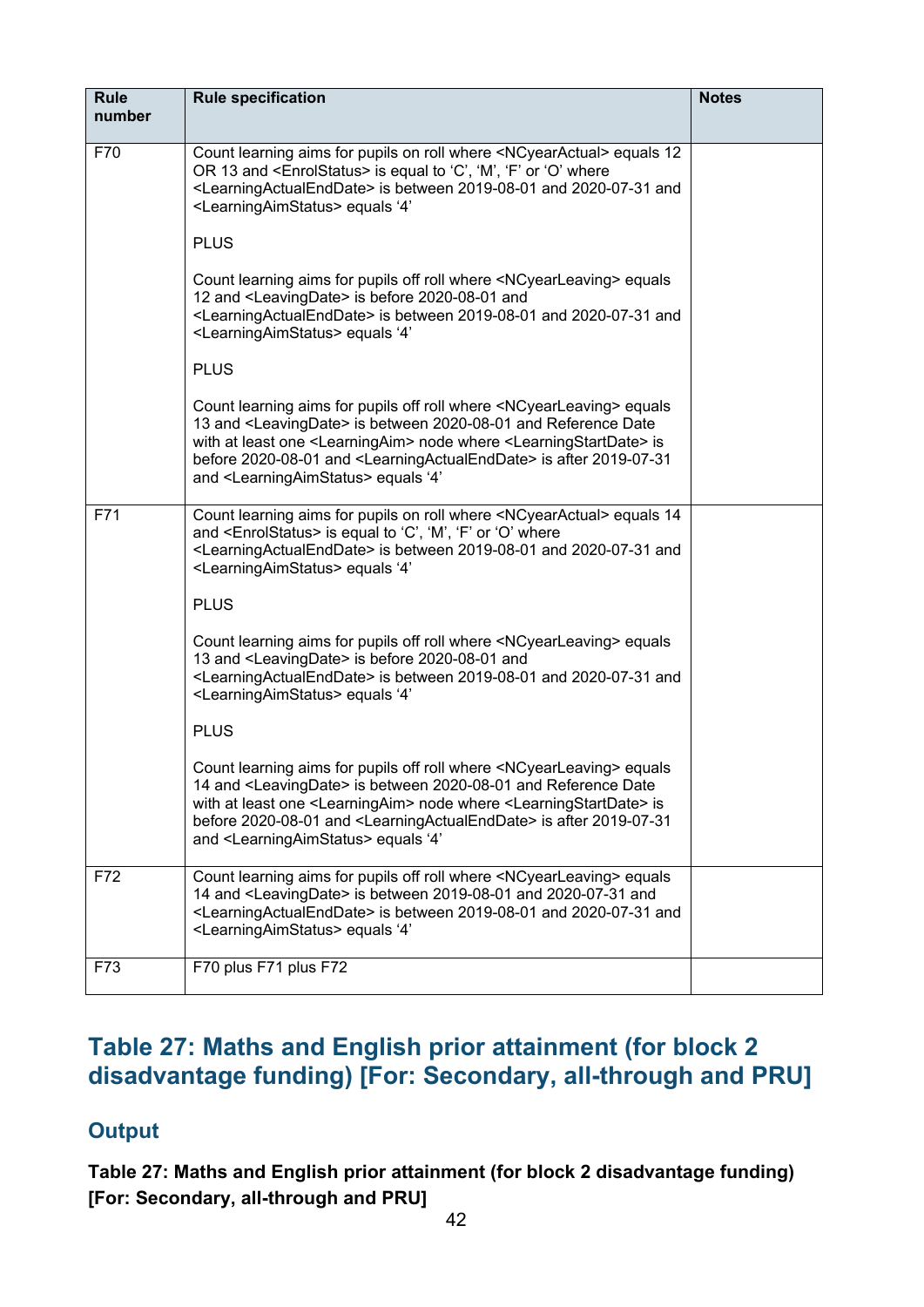| Rule number | Rule specification | Notes |
|---|---|---|
| F70 | Count learning aims for pupils on roll where <NCyearActual> equals 12 OR 13 and <EnrolStatus> is equal to 'C', 'M', 'F' or 'O' where <LearningActualEndDate> is between 2019-08-01 and 2020-07-31 and <LearningAimStatus> equals '4'<br><br>PLUS<br><br>Count learning aims for pupils off roll where <NCyearLeaving> equals 12 and <LeavingDate> is before 2020-08-01 and <LearningActualEndDate> is between 2019-08-01 and 2020-07-31 and <LearningAimStatus> equals '4'<br><br>PLUS<br><br>Count learning aims for pupils off roll where <NCyearLeaving> equals 13 and <LeavingDate> is between 2020-08-01 and Reference Date with at least one <LearningAim> node where <LearningStartDate> is before 2020-08-01 and <LearningActualEndDate> is after 2019-07-31 and <LearningAimStatus> equals '4' | |
| F71 | Count learning aims for pupils on roll where <NCyearActual> equals 14 and <EnrolStatus> is equal to 'C', 'M', 'F' or 'O' where <LearningActualEndDate> is between 2019-08-01 and 2020-07-31 and <LearningAimStatus> equals '4'<br><br>PLUS<br><br>Count learning aims for pupils off roll where <NCyearLeaving> equals 13 and <LeavingDate> is before 2020-08-01 and <LearningActualEndDate> is between 2019-08-01 and 2020-07-31 and <LearningAimStatus> equals '4'<br><br>PLUS<br><br>Count learning aims for pupils off roll where <NCyearLeaving> equals 14 and <LeavingDate> is between 2020-08-01 and Reference Date with at least one <LearningAim> node where <LearningStartDate> is before 2020-08-01 and <LearningActualEndDate> is after 2019-07-31 and <LearningAimStatus> equals '4' | |
| F72 | Count learning aims for pupils off roll where <NCyearLeaving> equals 14 and <LeavingDate> is between 2019-08-01 and 2020-07-31 and <LearningActualEndDate> is between 2019-08-01 and 2020-07-31 and <LearningAimStatus> equals '4' | |
| F73 | F70 plus F71 plus F72 | |

## Table 27: Maths and English prior attainment (for block 2 disadvantage funding) [For: Secondary, all-through and PRU]

### Output

**Table 27: Maths and English prior attainment (for block 2 disadvantage funding) [For: Secondary, all-through and PRU]**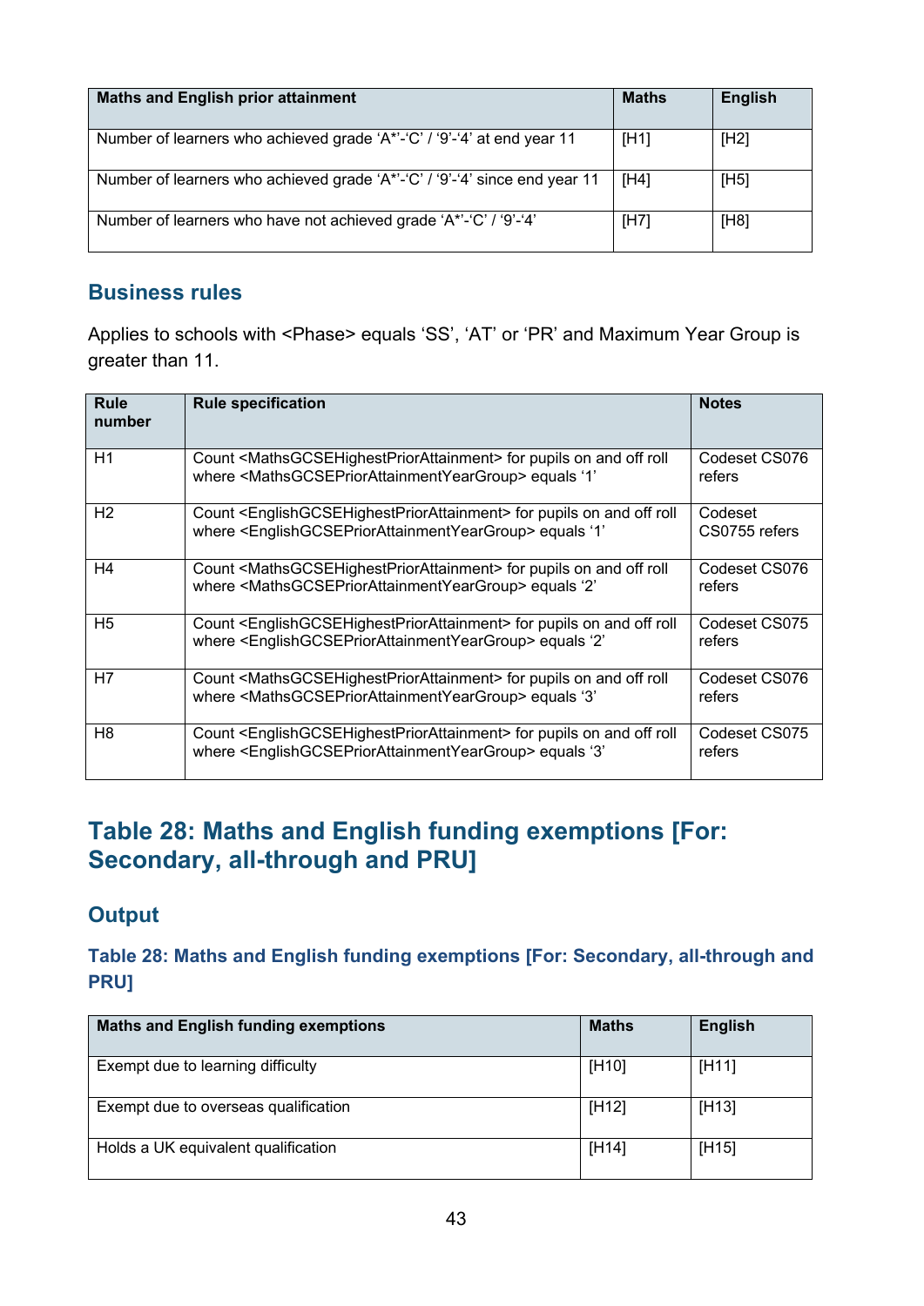| Maths and English prior attainment | Maths | English |
|---|---|---|
| Number of learners who achieved grade ‘A*’-‘C’ / ‘9’-‘4’ at end year 11 | [H1] | [H2] |
| Number of learners who achieved grade ‘A*’-‘C’ / ‘9’-‘4’ since end year 11 | [H4] | [H5] |
| Number of learners who have not achieved grade ‘A*’-‘C’ / ‘9’-‘4’ | [H7] | [H8] |

## Business rules

Applies to schools with <Phase> equals ‘SS’, ‘AT’ or ‘PR’ and Maximum Year Group is greater than 11.

| Rule number | Rule specification | Notes |
|---|---|---|
| H1 | Count <MathsGCSEHighestPriorAttainment> for pupils on and off roll where <MathsGCSEPriorAttainmentYearGroup> equals ‘1’ | Codeset CS076 refers |
| H2 | Count <EnglishGCSEHighestPriorAttainment> for pupils on and off roll where <EnglishGCSEPriorAttainmentYearGroup> equals ‘1’ | Codeset CS0755 refers |
| H4 | Count <MathsGCSEHighestPriorAttainment> for pupils on and off roll where <MathsGCSEPriorAttainmentYearGroup> equals ‘2’ | Codeset CS076 refers |
| H5 | Count <EnglishGCSEHighestPriorAttainment> for pupils on and off roll where <EnglishGCSEPriorAttainmentYearGroup> equals ‘2’ | Codeset CS075 refers |
| H7 | Count <MathsGCSEHighestPriorAttainment> for pupils on and off roll where <MathsGCSEPriorAttainmentYearGroup> equals ‘3’ | Codeset CS076 refers |
| H8 | Count <EnglishGCSEHighestPriorAttainment> for pupils on and off roll where <EnglishGCSEPriorAttainmentYearGroup> equals ‘3’ | Codeset CS075 refers |

# Table 28: Maths and English funding exemptions [For: Secondary, all-through and PRU]

## Output

### Table 28: Maths and English funding exemptions [For: Secondary, all-through and PRU]

| Maths and English funding exemptions | Maths | English |
|---|---|---|
| Exempt due to learning difficulty | [H10] | [H11] |
| Exempt due to overseas qualification | [H12] | [H13] |
| Holds a UK equivalent qualification | [H14] | [H15] |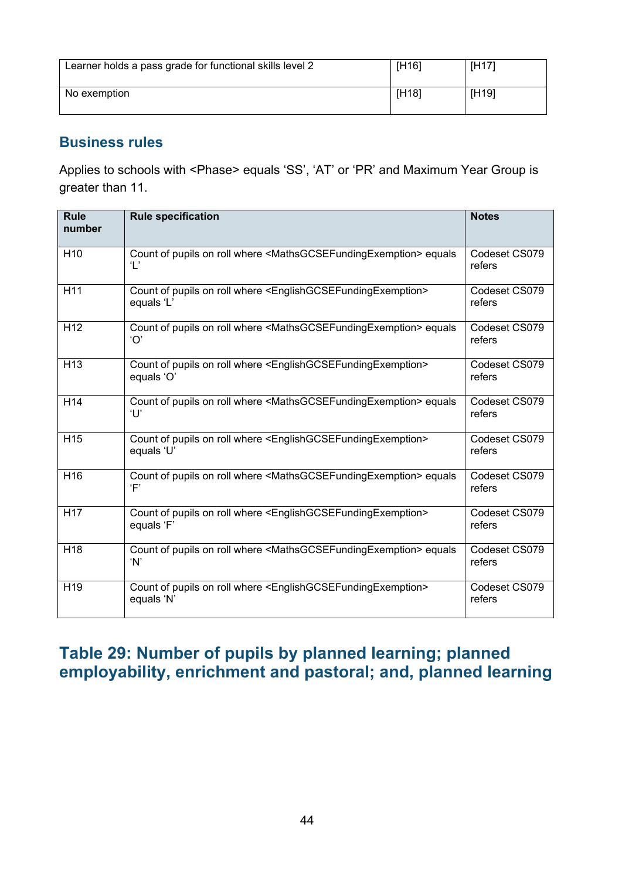| | | |
|---|---|---|
| Learner holds a pass grade for functional skills level 2 | [H16] | [H17] |
| No exemption | [H18] | [H19] |

## Business rules

Applies to schools with <Phase> equals ‘SS’, ‘AT’ or ‘PR’ and Maximum Year Group is greater than 11.

| Rule number | Rule specification | Notes |
|---|---|---|
| H10 | Count of pupils on roll where <MathsGCSEFundingExemption> equals ‘L’ | Codeset CS079 refers |
| H11 | Count of pupils on roll where <EnglishGCSEFundingExemption> equals ‘L’ | Codeset CS079 refers |
| H12 | Count of pupils on roll where <MathsGCSEFundingExemption> equals ‘O’ | Codeset CS079 refers |
| H13 | Count of pupils on roll where <EnglishGCSEFundingExemption> equals ‘O’ | Codeset CS079 refers |
| H14 | Count of pupils on roll where <MathsGCSEFundingExemption> equals ‘U’ | Codeset CS079 refers |
| H15 | Count of pupils on roll where <EnglishGCSEFundingExemption> equals ‘U’ | Codeset CS079 refers |
| H16 | Count of pupils on roll where <MathsGCSEFundingExemption> equals ‘F’ | Codeset CS079 refers |
| H17 | Count of pupils on roll where <EnglishGCSEFundingExemption> equals ‘F’ | Codeset CS079 refers |
| H18 | Count of pupils on roll where <MathsGCSEFundingExemption> equals ‘N’ | Codeset CS079 refers |
| H19 | Count of pupils on roll where <EnglishGCSEFundingExemption> equals ‘N’ | Codeset CS079 refers |

# Table 29: Number of pupils by planned learning; planned employability, enrichment and pastoral; and, planned learning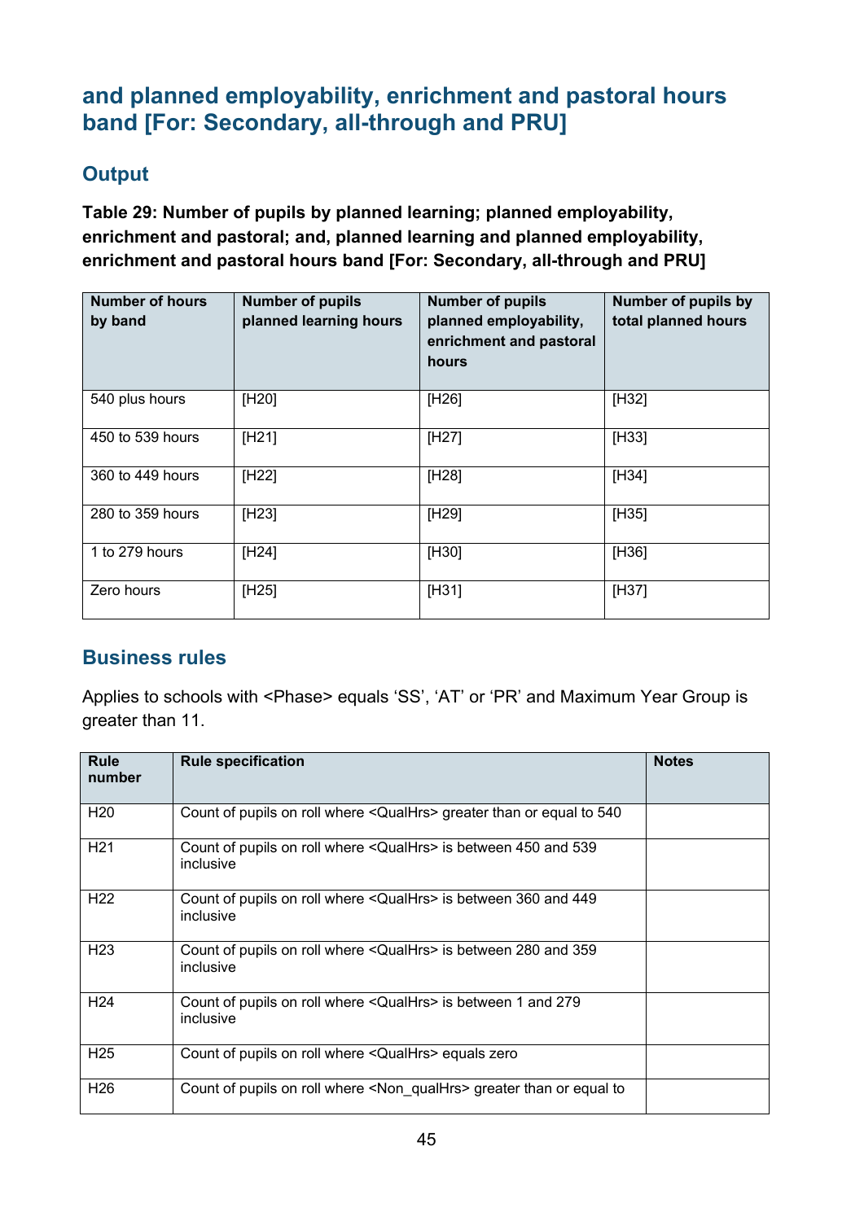## and planned employability, enrichment and pastoral hours band [For: Secondary, all-through and PRU]

### Output

**Table 29: Number of pupils by planned learning; planned employability, enrichment and pastoral; and, planned learning and planned employability, enrichment and pastoral hours band [For: Secondary, all-through and PRU]**

| Number of hours by band | Number of pupils planned learning hours | Number of pupils planned employability, enrichment and pastoral hours | Number of pupils by total planned hours |
|---|---|---|---|
| 540 plus hours | [H20] | [H26] | [H32] |
| 450 to 539 hours | [H21] | [H27] | [H33] |
| 360 to 449 hours | [H22] | [H28] | [H34] |
| 280 to 359 hours | [H23] | [H29] | [H35] |
| 1 to 279 hours | [H24] | [H30] | [H36] |
| Zero hours | [H25] | [H31] | [H37] |

### Business rules

Applies to schools with <Phase> equals 'SS', 'AT' or 'PR' and Maximum Year Group is greater than 11.

| Rule number | Rule specification | Notes |
|---|---|---|
| H20 | Count of pupils on roll where <QualHrs> greater than or equal to 540 | |
| H21 | Count of pupils on roll where <QualHrs> is between 450 and 539 inclusive | |
| H22 | Count of pupils on roll where <QualHrs> is between 360 and 449 inclusive | |
| H23 | Count of pupils on roll where <QualHrs> is between 280 and 359 inclusive | |
| H24 | Count of pupils on roll where <QualHrs> is between 1 and 279 inclusive | |
| H25 | Count of pupils on roll where <QualHrs> equals zero | |
| H26 | Count of pupils on roll where <Non_qualHrs> greater than or equal to | |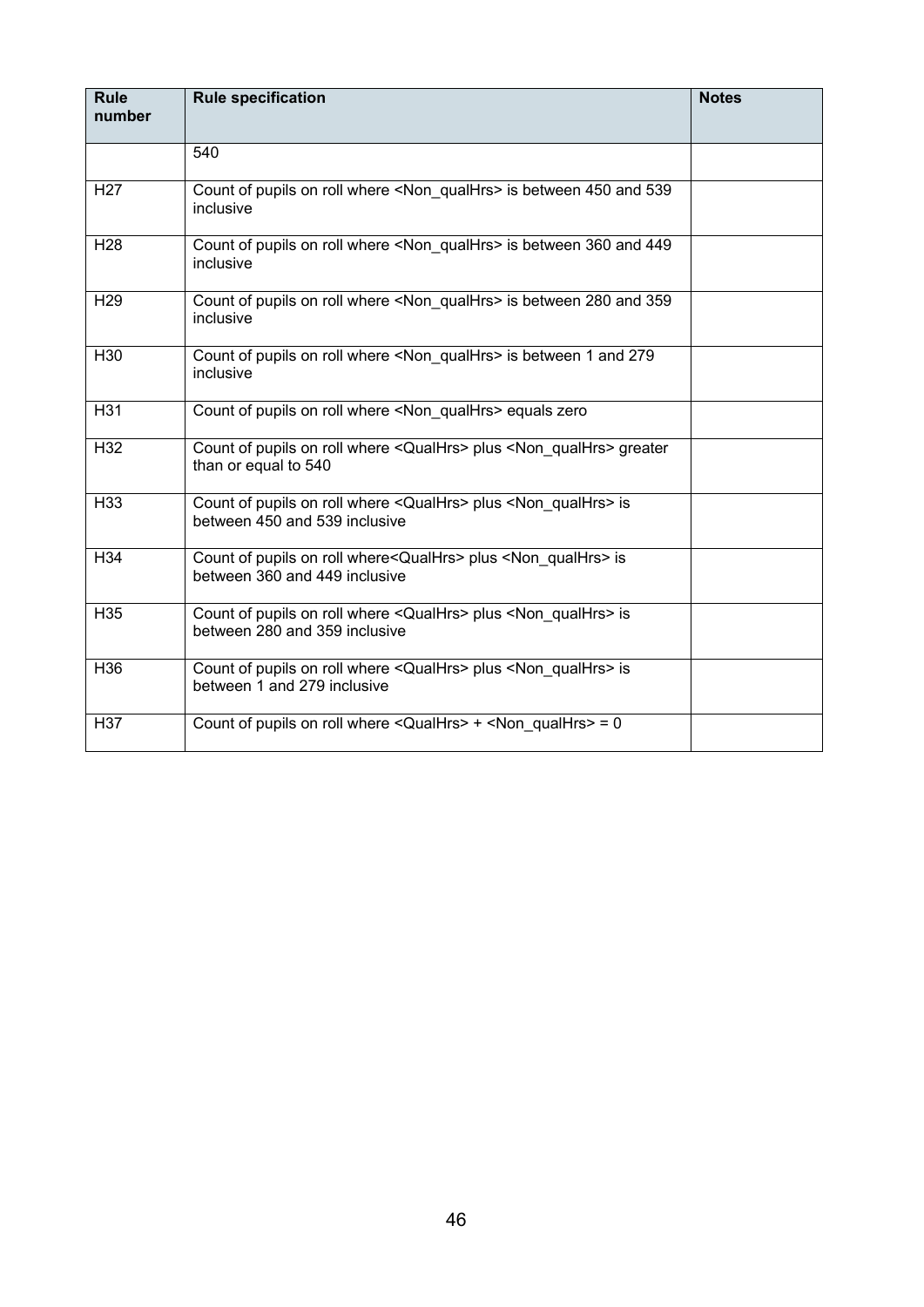| Rule number | Rule specification | Notes |
|---|---|---|
| | 540 | |
| H27 | Count of pupils on roll where <Non_qualHrs> is between 450 and 539 inclusive | |
| H28 | Count of pupils on roll where <Non_qualHrs> is between 360 and 449 inclusive | |
| H29 | Count of pupils on roll where <Non_qualHrs> is between 280 and 359 inclusive | |
| H30 | Count of pupils on roll where <Non_qualHrs> is between 1 and 279 inclusive | |
| H31 | Count of pupils on roll where <Non_qualHrs> equals zero | |
| H32 | Count of pupils on roll where <QualHrs> plus <Non_qualHrs> greater than or equal to 540 | |
| H33 | Count of pupils on roll where <QualHrs> plus <Non_qualHrs> is between 450 and 539 inclusive | |
| H34 | Count of pupils on roll where<QualHrs> plus <Non_qualHrs> is between 360 and 449 inclusive | |
| H35 | Count of pupils on roll where <QualHrs> plus <Non_qualHrs> is between 280 and 359 inclusive | |
| H36 | Count of pupils on roll where <QualHrs> plus <Non_qualHrs> is between 1 and 279 inclusive | |
| H37 | Count of pupils on roll where <QualHrs> + <Non_qualHrs> = 0 | |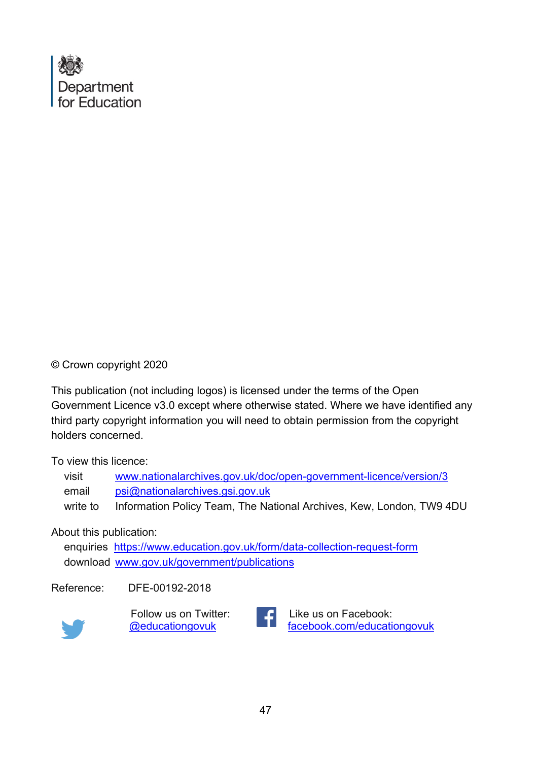Department for Education

© Crown copyright 2020

This publication (not including logos) is licensed under the terms of the Open Government Licence v3.0 except where otherwise stated. Where we have identified any third party copyright information you will need to obtain permission from the copyright holders concerned.

To view this licence:

| | |
|---|---|
| visit | www.nationalarchives.gov.uk/doc/open-government-licence/version/3 |
| email | psi@nationalarchives.gsi.gov.uk |
| write to | Information Policy Team, The National Archives, Kew, London, TW9 4DU |

About this publication:

| | |
|---|---|
| enquiries | https://www.education.gov.uk/form/data-collection-request-form |
| download | www.gov.uk/government/publications |

Reference: DFE-00192-2018

Follow us on Twitter: @educationgovuk

Like us on Facebook: facebook.com/educationgovuk